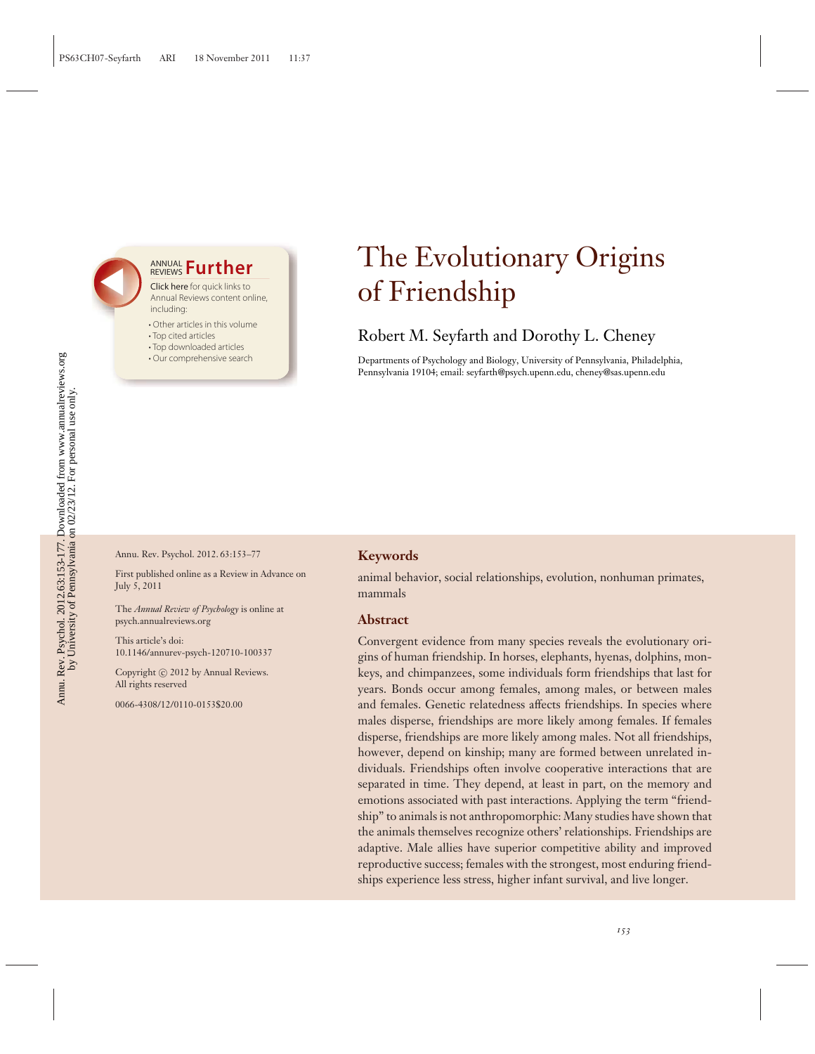# The Evolutionary Origins of Friendship

## Robert M. Seyfarth and Dorothy L. Cheney

Departments of Psychology and Biology, University of Pennsylvania, Philadelphia, Pennsylvania 19104; email: seyfarth@psych.upenn.edu, cheney@sas.upenn.edu

Annu. Rev. Psychol. 2012. 63:153–77

First published online as a Review in Advance on July 5, 2011

The *Annual Review of Psychology* is online at psych.annualreviews.org

This article's doi: 10.1146/annurev-psych-120710-100337

Copyright © 2012 by Annual Reviews. All rights reserved

0066-4308/12/0110-0153$20.00

### Keywords

animal behavior, social relationships, evolution, nonhuman primates, mammals

### Abstract

Convergent evidence from many species reveals the evolutionary origins of human friendship. In horses, elephants, hyenas, dolphins, monkeys, and chimpanzees, some individuals form friendships that last for years. Bonds occur among females, among males, or between males and females. Genetic relatedness affects friendships. In species where males disperse, friendships are more likely among females. If females disperse, friendships are more likely among males. Not all friendships, however, depend on kinship; many are formed between unrelated individuals. Friendships often involve cooperative interactions that are separated in time. They depend, at least in part, on the memory and emotions associated with past interactions. Applying the term "friendship" to animals is not anthropomorphic: Many studies have shown that the animals themselves recognize others' relationships. Friendships are adaptive. Male allies have superior competitive ability and improved reproductive success; females with the strongest, most enduring friendships experience less stress, higher infant survival, and live longer.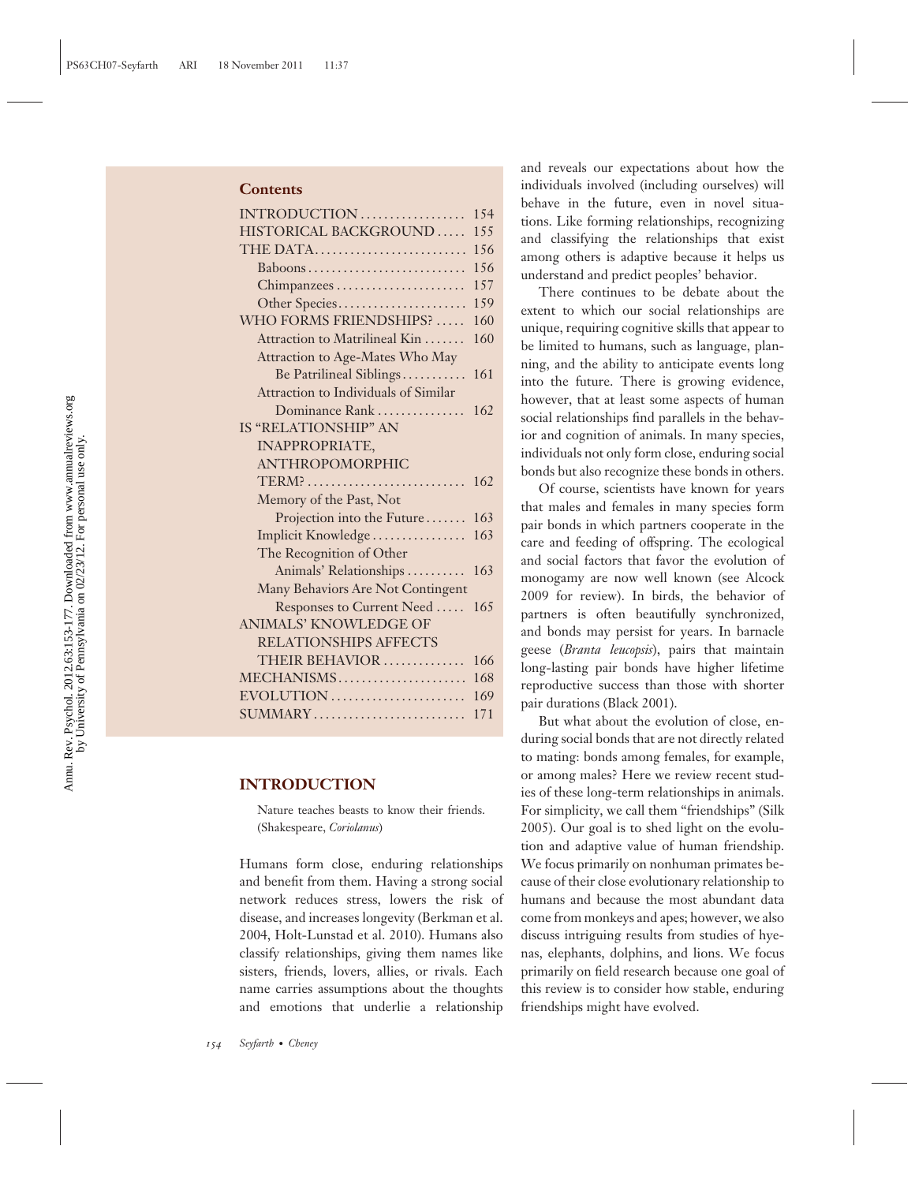## Contents

| | |
|---|---|
| INTRODUCTION | 154 |
| HISTORICAL BACKGROUND | 155 |
| THE DATA | 156 |
| Baboons | 156 |
| Chimpanzees | 157 |
| Other Species | 159 |
| WHO FORMS FRIENDSHIPS? | 160 |
| Attraction to Matrilineal Kin | 160 |
| Attraction to Age-Mates Who May Be Patrilineal Siblings | 161 |
| Attraction to Individuals of Similar Dominance Rank | 162 |
| IS "RELATIONSHIP" AN INAPPROPRIATE, ANTHROPOMORPHIC TERM? | 162 |
| Memory of the Past, Not Projection into the Future | 163 |
| Implicit Knowledge | 163 |
| The Recognition of Other Animals' Relationships | 163 |
| Many Behaviors Are Not Contingent Responses to Current Need | 165 |
| ANIMALS' KNOWLEDGE OF RELATIONSHIPS AFFECTS THEIR BEHAVIOR | 166 |
| MECHANISMS | 168 |
| EVOLUTION | 169 |
| SUMMARY | 171 |

## INTRODUCTION

> Nature teaches beasts to know their friends.
> (Shakespeare, *Coriolanus*)

Humans form close, enduring relationships and benefit from them. Having a strong social network reduces stress, lowers the risk of disease, and increases longevity (Berkman et al. 2004, Holt-Lunstad et al. 2010). Humans also classify relationships, giving them names like sisters, friends, lovers, allies, or rivals. Each name carries assumptions about the thoughts and emotions that underlie a relationship and reveals our expectations about how the individuals involved (including ourselves) will behave in the future, even in novel situations. Like forming relationships, recognizing and classifying the relationships that exist among others is adaptive because it helps us understand and predict peoples' behavior.

There continues to be debate about the extent to which our social relationships are unique, requiring cognitive skills that appear to be limited to humans, such as language, planning, and the ability to anticipate events long into the future. There is growing evidence, however, that at least some aspects of human social relationships find parallels in the behavior and cognition of animals. In many species, individuals not only form close, enduring social bonds but also recognize these bonds in others.

Of course, scientists have known for years that males and females in many species form pair bonds in which partners cooperate in the care and feeding of offspring. The ecological and social factors that favor the evolution of monogamy are now well known (see Alcock 2009 for review). In birds, the behavior of partners is often beautifully synchronized, and bonds may persist for years. In barnacle geese (*Branta leucopsis*), pairs that maintain long-lasting pair bonds have higher lifetime reproductive success than those with shorter pair durations (Black 2001).

But what about the evolution of close, enduring social bonds that are not directly related to mating: bonds among females, for example, or among males? Here we review recent studies of these long-term relationships in animals. For simplicity, we call them "friendships" (Silk 2005). Our goal is to shed light on the evolution and adaptive value of human friendship. We focus primarily on nonhuman primates because of their close evolutionary relationship to humans and because the most abundant data come from monkeys and apes; however, we also discuss intriguing results from studies of hyenas, elephants, dolphins, and lions. We focus primarily on field research because one goal of this review is to consider how stable, enduring friendships might have evolved.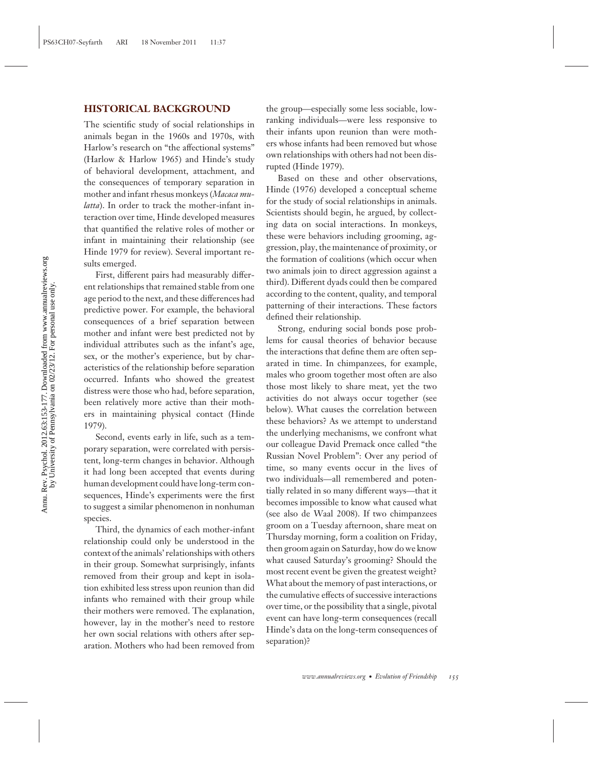## HISTORICAL BACKGROUND

The scientific study of social relationships in animals began in the 1960s and 1970s, with Harlow's research on "the affectional systems" (Harlow & Harlow 1965) and Hinde's study of behavioral development, attachment, and the consequences of temporary separation in mother and infant rhesus monkeys (*Macaca mulatta*). In order to track the mother-infant interaction over time, Hinde developed measures that quantified the relative roles of mother or infant in maintaining their relationship (see Hinde 1979 for review). Several important results emerged.

First, different pairs had measurably different relationships that remained stable from one age period to the next, and these differences had predictive power. For example, the behavioral consequences of a brief separation between mother and infant were best predicted not by individual attributes such as the infant's age, sex, or the mother's experience, but by characteristics of the relationship before separation occurred. Infants who showed the greatest distress were those who had, before separation, been relatively more active than their mothers in maintaining physical contact (Hinde 1979).

Second, events early in life, such as a temporary separation, were correlated with persistent, long-term changes in behavior. Although it had long been accepted that events during human development could have long-term consequences, Hinde's experiments were the first to suggest a similar phenomenon in nonhuman species.

Third, the dynamics of each mother-infant relationship could only be understood in the context of the animals' relationships with others in their group. Somewhat surprisingly, infants removed from their group and kept in isolation exhibited less stress upon reunion than did infants who remained with their group while their mothers were removed. The explanation, however, lay in the mother's need to restore her own social relations with others after separation. Mothers who had been removed from the group—especially some less sociable, low-ranking individuals—were less responsive to their infants upon reunion than were mothers whose infants had been removed but whose own relationships with others had not been disrupted (Hinde 1979).

Based on these and other observations, Hinde (1976) developed a conceptual scheme for the study of social relationships in animals. Scientists should begin, he argued, by collecting data on social interactions. In monkeys, these were behaviors including grooming, aggression, play, the maintenance of proximity, or the formation of coalitions (which occur when two animals join to direct aggression against a third). Different dyads could then be compared according to the content, quality, and temporal patterning of their interactions. These factors defined their relationship.

Strong, enduring social bonds pose problems for causal theories of behavior because the interactions that define them are often separated in time. In chimpanzees, for example, males who groom together most often are also those most likely to share meat, yet the two activities do not always occur together (see below). What causes the correlation between these behaviors? As we attempt to understand the underlying mechanisms, we confront what our colleague David Premack once called "the Russian Novel Problem": Over any period of time, so many events occur in the lives of two individuals—all remembered and potentially related in so many different ways—that it becomes impossible to know what caused what (see also de Waal 2008). If two chimpanzees groom on a Tuesday afternoon, share meat on Thursday morning, form a coalition on Friday, then groom again on Saturday, how do we know what caused Saturday's grooming? Should the most recent event be given the greatest weight? What about the memory of past interactions, or the cumulative effects of successive interactions over time, or the possibility that a single, pivotal event can have long-term consequences (recall Hinde's data on the long-term consequences of separation)?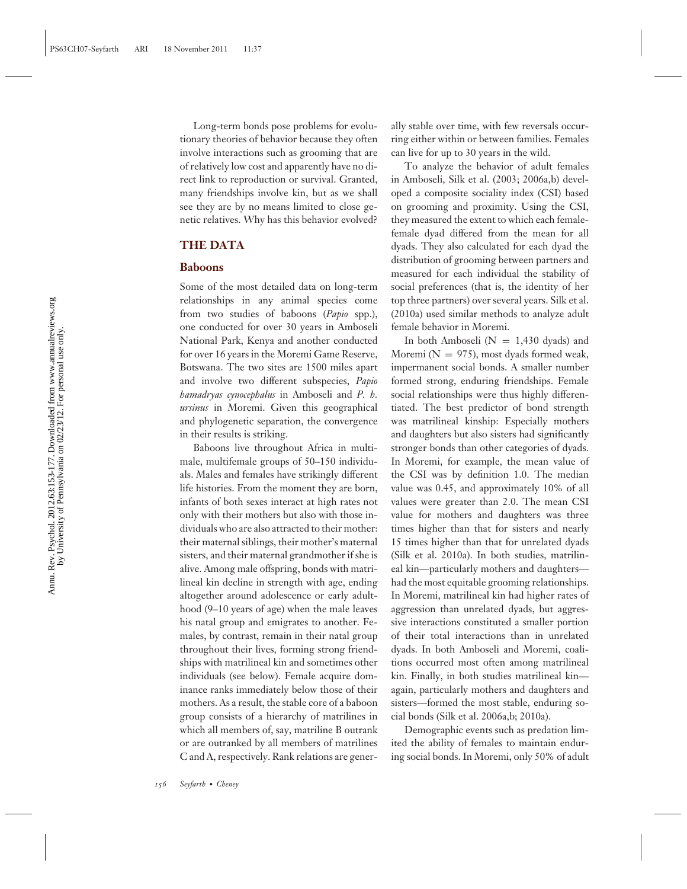Long-term bonds pose problems for evolutionary theories of behavior because they often involve interactions such as grooming that are of relatively low cost and apparently have no direct link to reproduction or survival. Granted, many friendships involve kin, but as we shall see they are by no means limited to close genetic relatives. Why has this behavior evolved?

## THE DATA

### Baboons

Some of the most detailed data on long-term relationships in any animal species come from two studies of baboons (*Papio* spp.), one conducted for over 30 years in Amboseli National Park, Kenya and another conducted for over 16 years in the Moremi Game Reserve, Botswana. The two sites are 1500 miles apart and involve two different subspecies, *Papio hamadryas cynocephalus* in Amboseli and *P. h. ursinus* in Moremi. Given this geographical and phylogenetic separation, the convergence in their results is striking.

Baboons live throughout Africa in multimale, multifemale groups of 50–150 individuals. Males and females have strikingly different life histories. From the moment they are born, infants of both sexes interact at high rates not only with their mothers but also with those individuals who are also attracted to their mother: their maternal siblings, their mother's maternal sisters, and their maternal grandmother if she is alive. Among male offspring, bonds with matrilineal kin decline in strength with age, ending altogether around adolescence or early adulthood (9–10 years of age) when the male leaves his natal group and emigrates to another. Females, by contrast, remain in their natal group throughout their lives, forming strong friendships with matrilineal kin and sometimes other individuals (see below). Female acquire dominance ranks immediately below those of their mothers. As a result, the stable core of a baboon group consists of a hierarchy of matrilines in which all members of, say, matriline B outrank or are outranked by all members of matrilines C and A, respectively. Rank relations are generally stable over time, with few reversals occurring either within or between families. Females can live for up to 30 years in the wild.

To analyze the behavior of adult females in Amboseli, Silk et al. (2003; 2006a,b) developed a composite sociality index (CSI) based on grooming and proximity. Using the CSI, they measured the extent to which each female-female dyad differed from the mean for all dyads. They also calculated for each dyad the distribution of grooming between partners and measured for each individual the stability of social preferences (that is, the identity of her top three partners) over several years. Silk et al. (2010a) used similar methods to analyze adult female behavior in Moremi.

In both Amboseli ($N = 1,430$ dyads) and Moremi ($N = 975$), most dyads formed weak, impermanent social bonds. A smaller number formed strong, enduring friendships. Female social relationships were thus highly differentiated. The best predictor of bond strength was matrilineal kinship: Especially mothers and daughters but also sisters had significantly stronger bonds than other categories of dyads. In Moremi, for example, the mean value of the CSI was by definition 1.0. The median value was 0.45, and approximately 10% of all values were greater than 2.0. The mean CSI value for mothers and daughters was three times higher than that for sisters and nearly 15 times higher than that for unrelated dyads (Silk et al. 2010a). In both studies, matrilineal kin—particularly mothers and daughters—had the most equitable grooming relationships. In Moremi, matrilineal kin had higher rates of aggression than unrelated dyads, but aggressive interactions constituted a smaller portion of their total interactions than in unrelated dyads. In both Amboseli and Moremi, coalitions occurred most often among matrilineal kin. Finally, in both studies matrilineal kin—again, particularly mothers and daughters and sisters—formed the most stable, enduring social bonds (Silk et al. 2006a,b; 2010a).

Demographic events such as predation limited the ability of females to maintain enduring social bonds. In Moremi, only 50% of adult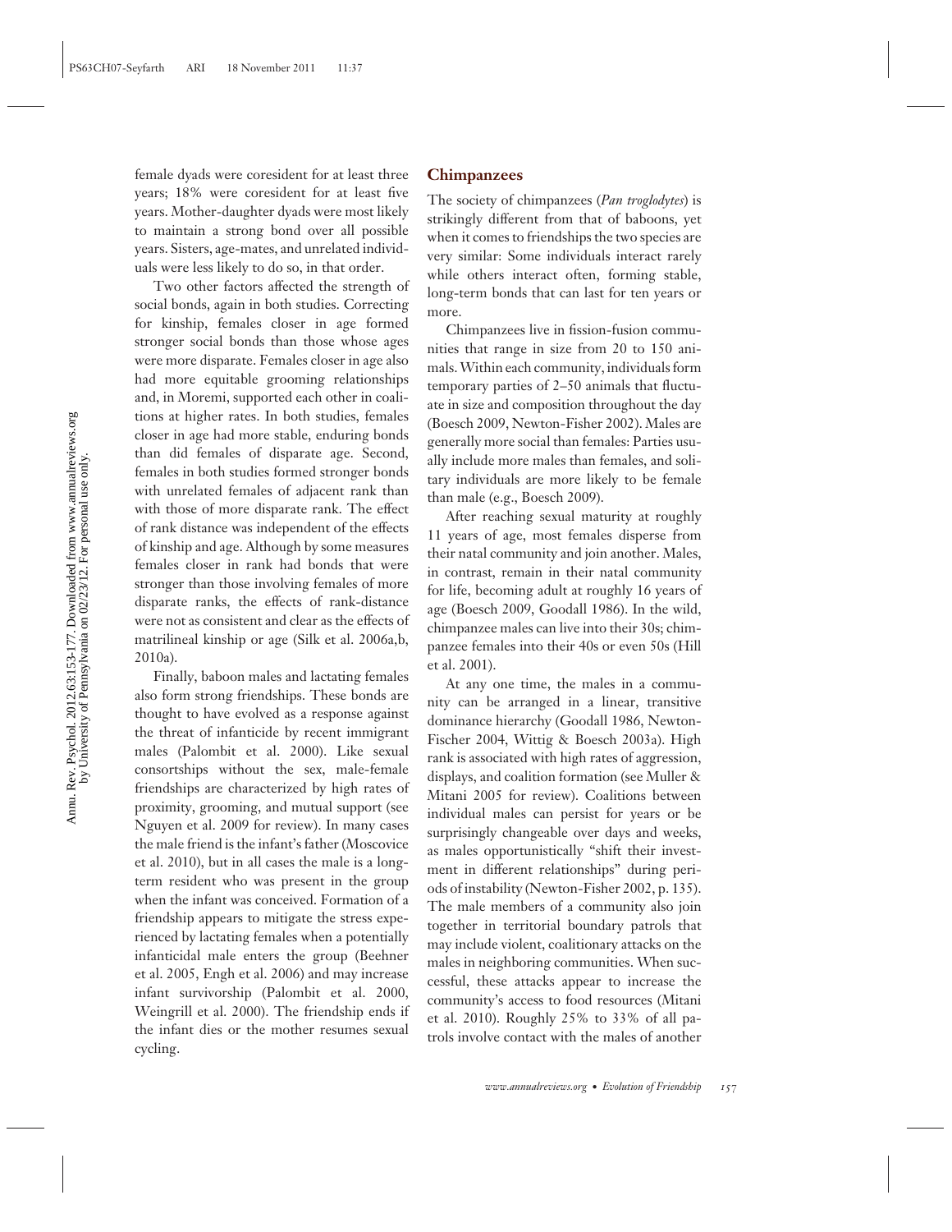female dyads were coresident for at least three years; 18% were coresident for at least five years. Mother-daughter dyads were most likely to maintain a strong bond over all possible years. Sisters, age-mates, and unrelated individuals were less likely to do so, in that order.

Two other factors affected the strength of social bonds, again in both studies. Correcting for kinship, females closer in age formed stronger social bonds than those whose ages were more disparate. Females closer in age also had more equitable grooming relationships and, in Moremi, supported each other in coalitions at higher rates. In both studies, females closer in age had more stable, enduring bonds than did females of disparate age. Second, females in both studies formed stronger bonds with unrelated females of adjacent rank than with those of more disparate rank. The effect of rank distance was independent of the effects of kinship and age. Although by some measures females closer in rank had bonds that were stronger than those involving females of more disparate ranks, the effects of rank-distance were not as consistent and clear as the effects of matrilineal kinship or age (Silk et al. 2006a,b, 2010a).

Finally, baboon males and lactating females also form strong friendships. These bonds are thought to have evolved as a response against the threat of infanticide by recent immigrant males (Palombit et al. 2000). Like sexual consortships without the sex, male-female friendships are characterized by high rates of proximity, grooming, and mutual support (see Nguyen et al. 2009 for review). In many cases the male friend is the infant's father (Moscovice et al. 2010), but in all cases the male is a long-term resident who was present in the group when the infant was conceived. Formation of a friendship appears to mitigate the stress experienced by lactating females when a potentially infanticidal male enters the group (Beehner et al. 2005, Engh et al. 2006) and may increase infant survivorship (Palombit et al. 2000, Weingrill et al. 2000). The friendship ends if the infant dies or the mother resumes sexual cycling.

## Chimpanzees

The society of chimpanzees (*Pan troglodytes*) is strikingly different from that of baboons, yet when it comes to friendships the two species are very similar: Some individuals interact rarely while others interact often, forming stable, long-term bonds that can last for ten years or more.

Chimpanzees live in fission-fusion communities that range in size from 20 to 150 animals. Within each community, individuals form temporary parties of 2–50 animals that fluctuate in size and composition throughout the day (Boesch 2009, Newton-Fisher 2002). Males are generally more social than females: Parties usually include more males than females, and solitary individuals are more likely to be female than male (e.g., Boesch 2009).

After reaching sexual maturity at roughly 11 years of age, most females disperse from their natal community and join another. Males, in contrast, remain in their natal community for life, becoming adult at roughly 16 years of age (Boesch 2009, Goodall 1986). In the wild, chimpanzee males can live into their 30s; chimpanzee females into their 40s or even 50s (Hill et al. 2001).

At any one time, the males in a community can be arranged in a linear, transitive dominance hierarchy (Goodall 1986, Newton-Fischer 2004, Wittig & Boesch 2003a). High rank is associated with high rates of aggression, displays, and coalition formation (see Muller & Mitani 2005 for review). Coalitions between individual males can persist for years or be surprisingly changeable over days and weeks, as males opportunistically "shift their investment in different relationships" during periods of instability (Newton-Fisher 2002, p. 135). The male members of a community also join together in territorial boundary patrols that may include violent, coalitionary attacks on the males in neighboring communities. When successful, these attacks appear to increase the community's access to food resources (Mitani et al. 2010). Roughly 25% to 33% of all patrols involve contact with the males of another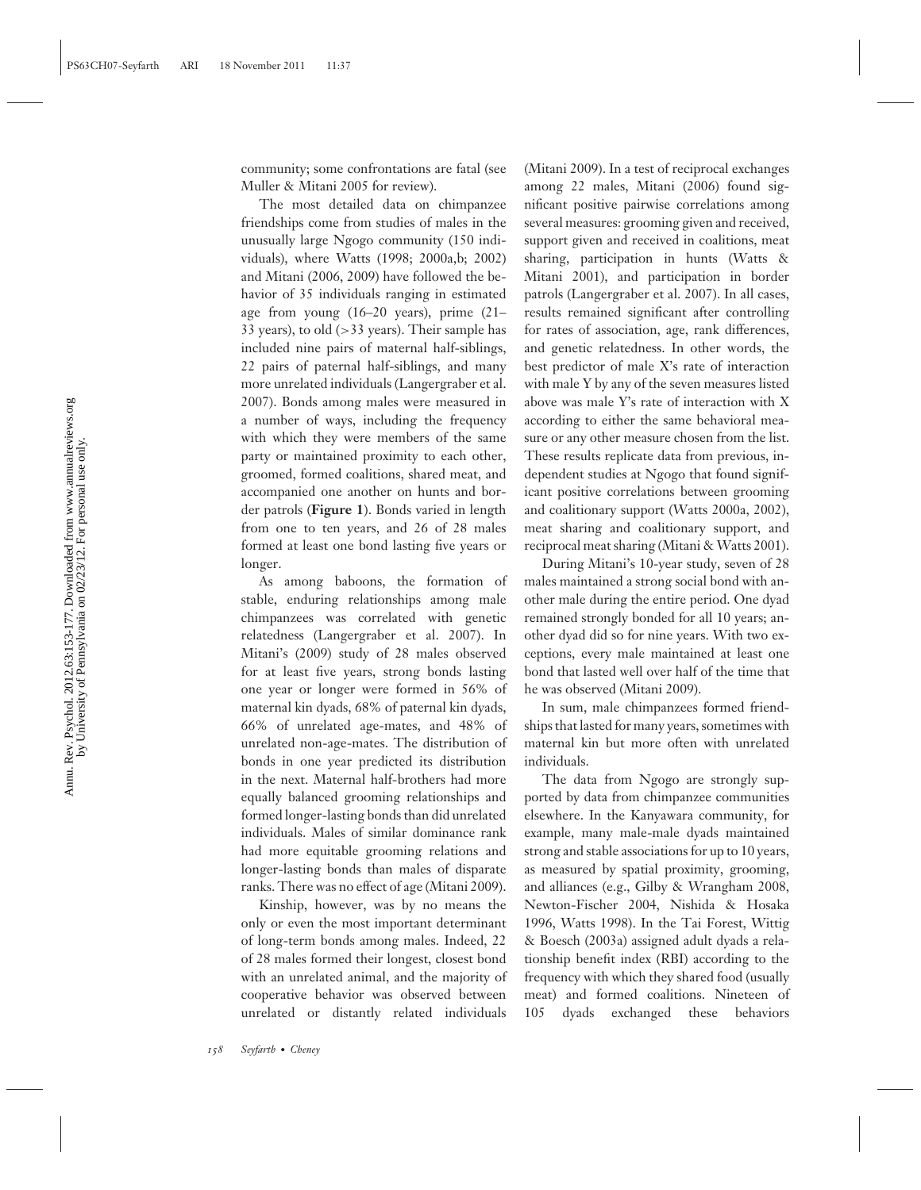community; some confrontations are fatal (see Muller & Mitani 2005 for review).

The most detailed data on chimpanzee friendships come from studies of males in the unusually large Ngogo community (150 individuals), where Watts (1998; 2000a,b; 2002) and Mitani (2006, 2009) have followed the behavior of 35 individuals ranging in estimated age from young (16–20 years), prime (21–33 years), to old (>33 years). Their sample has included nine pairs of maternal half-siblings, 22 pairs of paternal half-siblings, and many more unrelated individuals (Langergraber et al. 2007). Bonds among males were measured in a number of ways, including the frequency with which they were members of the same party or maintained proximity to each other, groomed, formed coalitions, shared meat, and accompanied one another on hunts and border patrols (**Figure 1**). Bonds varied in length from one to ten years, and 26 of 28 males formed at least one bond lasting five years or longer.

As among baboons, the formation of stable, enduring relationships among male chimpanzees was correlated with genetic relatedness (Langergraber et al. 2007). In Mitani's (2009) study of 28 males observed for at least five years, strong bonds lasting one year or longer were formed in 56% of maternal kin dyads, 68% of paternal kin dyads, 66% of unrelated age-mates, and 48% of unrelated non-age-mates. The distribution of bonds in one year predicted its distribution in the next. Maternal half-brothers had more equally balanced grooming relationships and formed longer-lasting bonds than did unrelated individuals. Males of similar dominance rank had more equitable grooming relations and longer-lasting bonds than males of disparate ranks. There was no effect of age (Mitani 2009).

Kinship, however, was by no means the only or even the most important determinant of long-term bonds among males. Indeed, 22 of 28 males formed their longest, closest bond with an unrelated animal, and the majority of cooperative behavior was observed between unrelated or distantly related individuals (Mitani 2009). In a test of reciprocal exchanges among 22 males, Mitani (2006) found significant positive pairwise correlations among several measures: grooming given and received, support given and received in coalitions, meat sharing, participation in hunts (Watts & Mitani 2001), and participation in border patrols (Langergraber et al. 2007). In all cases, results remained significant after controlling for rates of association, age, rank differences, and genetic relatedness. In other words, the best predictor of male X's rate of interaction with male Y by any of the seven measures listed above was male Y's rate of interaction with X according to either the same behavioral measure or any other measure chosen from the list. These results replicate data from previous, independent studies at Ngogo that found significant positive correlations between grooming and coalitionary support (Watts 2000a, 2002), meat sharing and coalitionary support, and reciprocal meat sharing (Mitani & Watts 2001).

During Mitani's 10-year study, seven of 28 males maintained a strong social bond with another male during the entire period. One dyad remained strongly bonded for all 10 years; another dyad did so for nine years. With two exceptions, every male maintained at least one bond that lasted well over half of the time that he was observed (Mitani 2009).

In sum, male chimpanzees formed friendships that lasted for many years, sometimes with maternal kin but more often with unrelated individuals.

The data from Ngogo are strongly supported by data from chimpanzee communities elsewhere. In the Kanyawara community, for example, many male-male dyads maintained strong and stable associations for up to 10 years, as measured by spatial proximity, grooming, and alliances (e.g., Gilby & Wrangham 2008, Newton-Fischer 2004, Nishida & Hosaka 1996, Watts 1998). In the Tai Forest, Wittig & Boesch (2003a) assigned adult dyads a relationship benefit index (RBI) according to the frequency with which they shared food (usually meat) and formed coalitions. Nineteen of 105 dyads exchanged these behaviors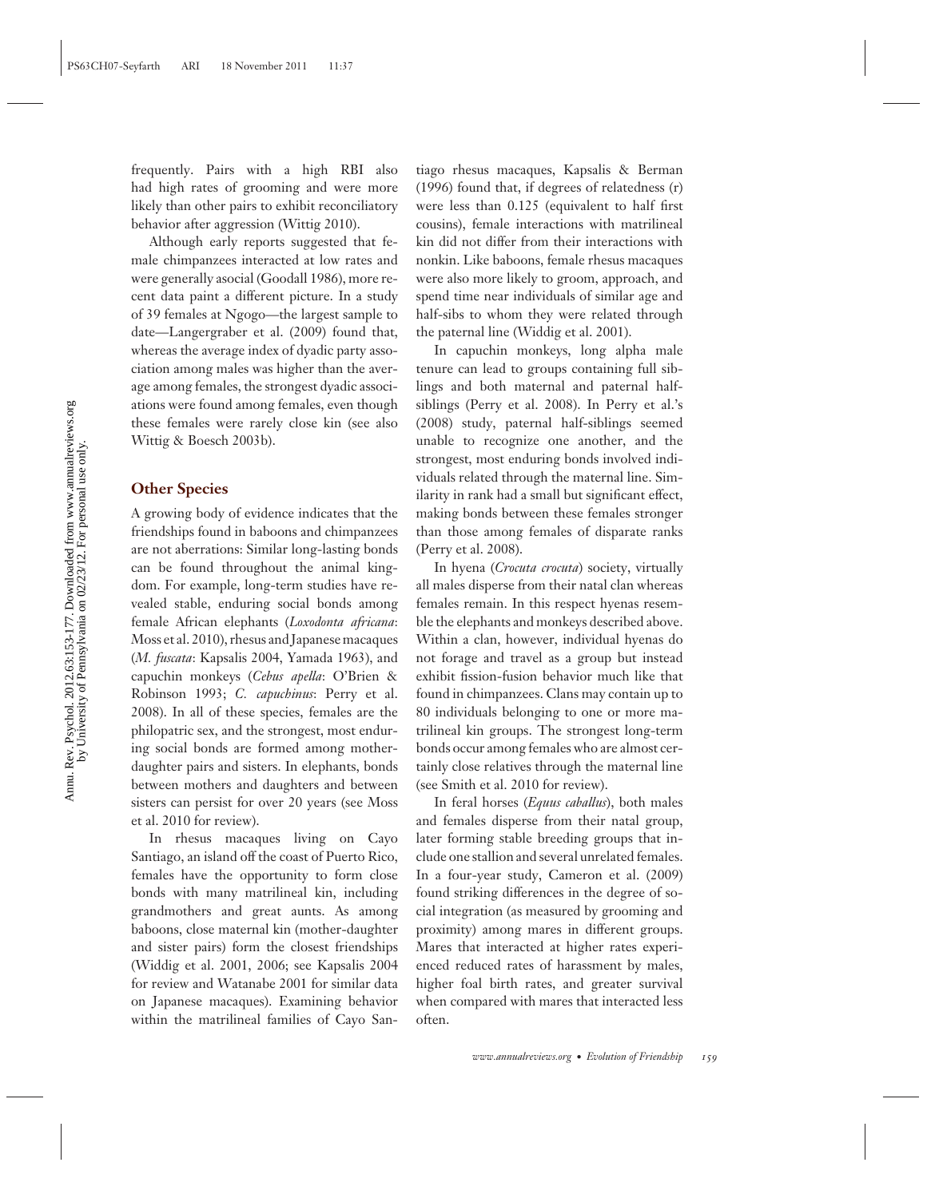frequently. Pairs with a high RBI also had high rates of grooming and were more likely than other pairs to exhibit reconciliatory behavior after aggression (Wittig 2010).

Although early reports suggested that female chimpanzees interacted at low rates and were generally asocial (Goodall 1986), more recent data paint a different picture. In a study of 39 females at Ngogo—the largest sample to date—Langergraber et al. (2009) found that, whereas the average index of dyadic party association among males was higher than the average among females, the strongest dyadic associations were found among females, even though these females were rarely close kin (see also Wittig & Boesch 2003b).

## Other Species

A growing body of evidence indicates that the friendships found in baboons and chimpanzees are not aberrations: Similar long-lasting bonds can be found throughout the animal kingdom. For example, long-term studies have revealed stable, enduring social bonds among female African elephants (*Loxodonta africana*: Moss et al. 2010), rhesus and Japanese macaques (*M. fuscata*: Kapsalis 2004, Yamada 1963), and capuchin monkeys (*Cebus apella*: O'Brien & Robinson 1993; *C. capuchinus*: Perry et al. 2008). In all of these species, females are the philopatric sex, and the strongest, most enduring social bonds are formed among mother-daughter pairs and sisters. In elephants, bonds between mothers and daughters and between sisters can persist for over 20 years (see Moss et al. 2010 for review).

In rhesus macaques living on Cayo Santiago, an island off the coast of Puerto Rico, females have the opportunity to form close bonds with many matrilineal kin, including grandmothers and great aunts. As among baboons, close maternal kin (mother-daughter and sister pairs) form the closest friendships (Widdig et al. 2001, 2006; see Kapsalis 2004 for review and Watanabe 2001 for similar data on Japanese macaques). Examining behavior within the matrilineal families of Cayo Santiago rhesus macaques, Kapsalis & Berman (1996) found that, if degrees of relatedness (r) were less than 0.125 (equivalent to half first cousins), female interactions with matrilineal kin did not differ from their interactions with nonkin. Like baboons, female rhesus macaques were also more likely to groom, approach, and spend time near individuals of similar age and half-sibs to whom they were related through the paternal line (Widdig et al. 2001).

In capuchin monkeys, long alpha male tenure can lead to groups containing full siblings and both maternal and paternal half-siblings (Perry et al. 2008). In Perry et al.'s (2008) study, paternal half-siblings seemed unable to recognize one another, and the strongest, most enduring bonds involved individuals related through the maternal line. Similarity in rank had a small but significant effect, making bonds between these females stronger than those among females of disparate ranks (Perry et al. 2008).

In hyena (*Crocuta crocuta*) society, virtually all males disperse from their natal clan whereas females remain. In this respect hyenas resemble the elephants and monkeys described above. Within a clan, however, individual hyenas do not forage and travel as a group but instead exhibit fission-fusion behavior much like that found in chimpanzees. Clans may contain up to 80 individuals belonging to one or more matrilineal kin groups. The strongest long-term bonds occur among females who are almost certainly close relatives through the maternal line (see Smith et al. 2010 for review).

In feral horses (*Equus caballus*), both males and females disperse from their natal group, later forming stable breeding groups that include one stallion and several unrelated females. In a four-year study, Cameron et al. (2009) found striking differences in the degree of social integration (as measured by grooming and proximity) among mares in different groups. Mares that interacted at higher rates experienced reduced rates of harassment by males, higher foal birth rates, and greater survival when compared with mares that interacted less often.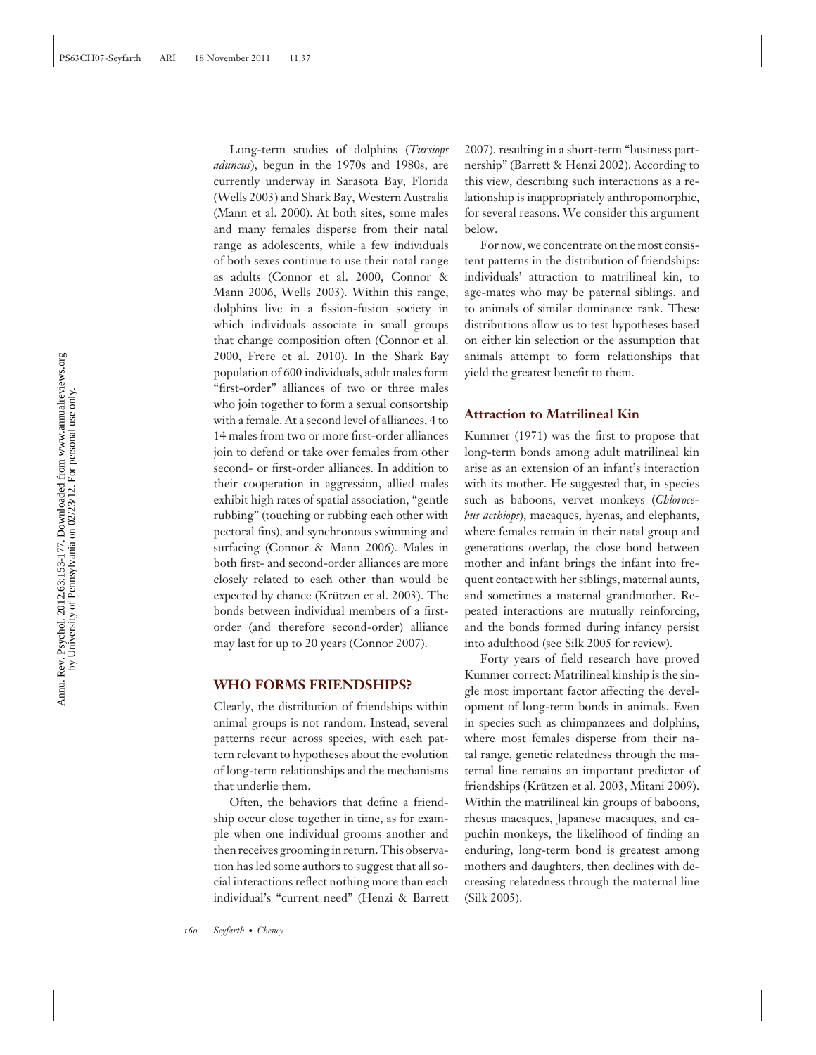Long-term studies of dolphins (*Tursiops aduncus*), begun in the 1970s and 1980s, are currently underway in Sarasota Bay, Florida (Wells 2003) and Shark Bay, Western Australia (Mann et al. 2000). At both sites, some males and many females disperse from their natal range as adolescents, while a few individuals of both sexes continue to use their natal range as adults (Connor et al. 2000, Connor & Mann 2006, Wells 2003). Within this range, dolphins live in a fission-fusion society in which individuals associate in small groups that change composition often (Connor et al. 2000, Frere et al. 2010). In the Shark Bay population of 600 individuals, adult males form "first-order" alliances of two or three males who join together to form a sexual consortship with a female. At a second level of alliances, 4 to 14 males from two or more first-order alliances join to defend or take over females from other second- or first-order alliances. In addition to their cooperation in aggression, allied males exhibit high rates of spatial association, "gentle rubbing" (touching or rubbing each other with pectoral fins), and synchronous swimming and surfacing (Connor & Mann 2006). Males in both first- and second-order alliances are more closely related to each other than would be expected by chance (Krützen et al. 2003). The bonds between individual members of a first-order (and therefore second-order) alliance may last for up to 20 years (Connor 2007).

## WHO FORMS FRIENDSHIPS?

Clearly, the distribution of friendships within animal groups is not random. Instead, several patterns recur across species, with each pattern relevant to hypotheses about the evolution of long-term relationships and the mechanisms that underlie them.

Often, the behaviors that define a friendship occur close together in time, as for example when one individual grooms another and then receives grooming in return. This observation has led some authors to suggest that all social interactions reflect nothing more than each individual's "current need" (Henzi & Barrett 2007), resulting in a short-term "business partnership" (Barrett & Henzi 2002). According to this view, describing such interactions as a relationship is inappropriately anthropomorphic, for several reasons. We consider this argument below.

For now, we concentrate on the most consistent patterns in the distribution of friendships: individuals' attraction to matrilineal kin, to age-mates who may be paternal siblings, and to animals of similar dominance rank. These distributions allow us to test hypotheses based on either kin selection or the assumption that animals attempt to form relationships that yield the greatest benefit to them.

### Attraction to Matrilineal Kin

Kummer (1971) was the first to propose that long-term bonds among adult matrilineal kin arise as an extension of an infant's interaction with its mother. He suggested that, in species such as baboons, vervet monkeys (*Chlorocebus aethiops*), macaques, hyenas, and elephants, where females remain in their natal group and generations overlap, the close bond between mother and infant brings the infant into frequent contact with her siblings, maternal aunts, and sometimes a maternal grandmother. Repeated interactions are mutually reinforcing, and the bonds formed during infancy persist into adulthood (see Silk 2005 for review).

Forty years of field research have proved Kummer correct: Matrilineal kinship is the single most important factor affecting the development of long-term bonds in animals. Even in species such as chimpanzees and dolphins, where most females disperse from their natal range, genetic relatedness through the maternal line remains an important predictor of friendships (Krützen et al. 2003, Mitani 2009). Within the matrilineal kin groups of baboons, rhesus macaques, Japanese macaques, and capuchin monkeys, the likelihood of finding an enduring, long-term bond is greatest among mothers and daughters, then declines with decreasing relatedness through the maternal line (Silk 2005).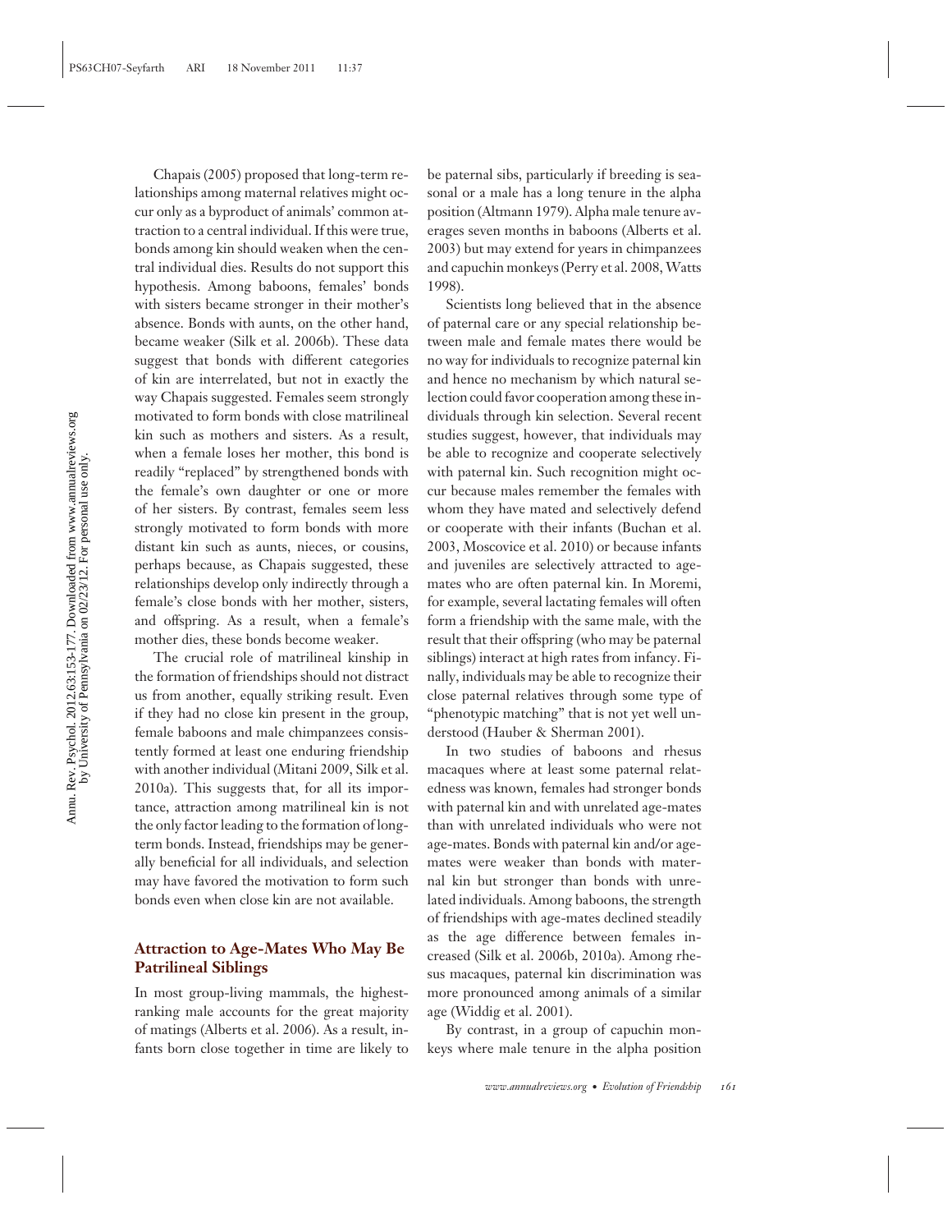Chapais (2005) proposed that long-term relationships among maternal relatives might occur only as a byproduct of animals' common attraction to a central individual. If this were true, bonds among kin should weaken when the central individual dies. Results do not support this hypothesis. Among baboons, females' bonds with sisters became stronger in their mother's absence. Bonds with aunts, on the other hand, became weaker (Silk et al. 2006b). These data suggest that bonds with different categories of kin are interrelated, but not in exactly the way Chapais suggested. Females seem strongly motivated to form bonds with close matrilineal kin such as mothers and sisters. As a result, when a female loses her mother, this bond is readily "replaced" by strengthened bonds with the female's own daughter or one or more of her sisters. By contrast, females seem less strongly motivated to form bonds with more distant kin such as aunts, nieces, or cousins, perhaps because, as Chapais suggested, these relationships develop only indirectly through a female's close bonds with her mother, sisters, and offspring. As a result, when a female's mother dies, these bonds become weaker.

The crucial role of matrilineal kinship in the formation of friendships should not distract us from another, equally striking result. Even if they had no close kin present in the group, female baboons and male chimpanzees consistently formed at least one enduring friendship with another individual (Mitani 2009, Silk et al. 2010a). This suggests that, for all its importance, attraction among matrilineal kin is not the only factor leading to the formation of long-term bonds. Instead, friendships may be generally beneficial for all individuals, and selection may have favored the motivation to form such bonds even when close kin are not available.

### Attraction to Age-Mates Who May Be Patrilineal Siblings

In most group-living mammals, the highest-ranking male accounts for the great majority of matings (Alberts et al. 2006). As a result, infants born close together in time are likely to be paternal sibs, particularly if breeding is seasonal or a male has a long tenure in the alpha position (Altmann 1979). Alpha male tenure averages seven months in baboons (Alberts et al. 2003) but may extend for years in chimpanzees and capuchin monkeys (Perry et al. 2008, Watts 1998).

Scientists long believed that in the absence of paternal care or any special relationship between male and female mates there would be no way for individuals to recognize paternal kin and hence no mechanism by which natural selection could favor cooperation among these individuals through kin selection. Several recent studies suggest, however, that individuals may be able to recognize and cooperate selectively with paternal kin. Such recognition might occur because males remember the females with whom they have mated and selectively defend or cooperate with their infants (Buchan et al. 2003, Moscovice et al. 2010) or because infants and juveniles are selectively attracted to age-mates who are often paternal kin. In Moremi, for example, several lactating females will often form a friendship with the same male, with the result that their offspring (who may be paternal siblings) interact at high rates from infancy. Finally, individuals may be able to recognize their close paternal relatives through some type of "phenotypic matching" that is not yet well understood (Hauber & Sherman 2001).

In two studies of baboons and rhesus macaques where at least some paternal relatedness was known, females had stronger bonds with paternal kin and with unrelated age-mates than with unrelated individuals who were not age-mates. Bonds with paternal kin and/or age-mates were weaker than bonds with maternal kin but stronger than bonds with unrelated individuals. Among baboons, the strength of friendships with age-mates declined steadily as the age difference between females increased (Silk et al. 2006b, 2010a). Among rhesus macaques, paternal kin discrimination was more pronounced among animals of a similar age (Widdig et al. 2001).

By contrast, in a group of capuchin monkeys where male tenure in the alpha position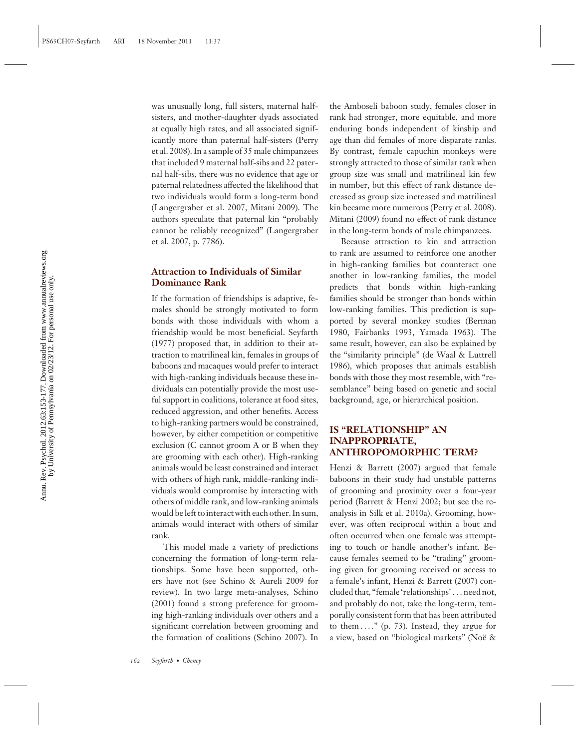was unusually long, full sisters, maternal half-sisters, and mother-daughter dyads associated at equally high rates, and all associated significantly more than paternal half-sisters (Perry et al. 2008). In a sample of 35 male chimpanzees that included 9 maternal half-sibs and 22 paternal half-sibs, there was no evidence that age or paternal relatedness affected the likelihood that two individuals would form a long-term bond (Langergraber et al. 2007, Mitani 2009). The authors speculate that paternal kin "probably cannot be reliably recognized" (Langergraber et al. 2007, p. 7786).

### Attraction to Individuals of Similar Dominance Rank

If the formation of friendships is adaptive, females should be strongly motivated to form bonds with those individuals with whom a friendship would be most beneficial. Seyfarth (1977) proposed that, in addition to their attraction to matrilineal kin, females in groups of baboons and macaques would prefer to interact with high-ranking individuals because these individuals can potentially provide the most useful support in coalitions, tolerance at food sites, reduced aggression, and other benefits. Access to high-ranking partners would be constrained, however, by either competition or competitive exclusion (C cannot groom A or B when they are grooming with each other). High-ranking animals would be least constrained and interact with others of high rank, middle-ranking individuals would compromise by interacting with others of middle rank, and low-ranking animals would be left to interact with each other. In sum, animals would interact with others of similar rank.

This model made a variety of predictions concerning the formation of long-term relationships. Some have been supported, others have not (see Schino & Aureli 2009 for review). In two large meta-analyses, Schino (2001) found a strong preference for grooming high-ranking individuals over others and a significant correlation between grooming and the formation of coalitions (Schino 2007). In the Amboseli baboon study, females closer in rank had stronger, more equitable, and more enduring bonds independent of kinship and age than did females of more disparate ranks. By contrast, female capuchin monkeys were strongly attracted to those of similar rank when group size was small and matrilineal kin few in number, but this effect of rank distance decreased as group size increased and matrilineal kin became more numerous (Perry et al. 2008). Mitani (2009) found no effect of rank distance in the long-term bonds of male chimpanzees.

Because attraction to kin and attraction to rank are assumed to reinforce one another in high-ranking families but counteract one another in low-ranking families, the model predicts that bonds within high-ranking families should be stronger than bonds within low-ranking families. This prediction is supported by several monkey studies (Berman 1980, Fairbanks 1993, Yamada 1963). The same result, however, can also be explained by the "similarity principle" (de Waal & Luttrell 1986), which proposes that animals establish bonds with those they most resemble, with "resemblance" being based on genetic and social background, age, or hierarchical position.

## IS "RELATIONSHIP" AN INAPPROPRIATE, ANTHROPOMORPHIC TERM?

Henzi & Barrett (2007) argued that female baboons in their study had unstable patterns of grooming and proximity over a four-year period (Barrett & Henzi 2002; but see the reanalysis in Silk et al. 2010a). Grooming, however, was often reciprocal within a bout and often occurred when one female was attempting to touch or handle another's infant. Because females seemed to be "trading" grooming given for grooming received or access to a female's infant, Henzi & Barrett (2007) concluded that, "female 'relationships' . . . need not, and probably do not, take the long-term, temporally consistent form that has been attributed to them . . . ." (p. 73). Instead, they argue for a view, based on "biological markets" (Noë &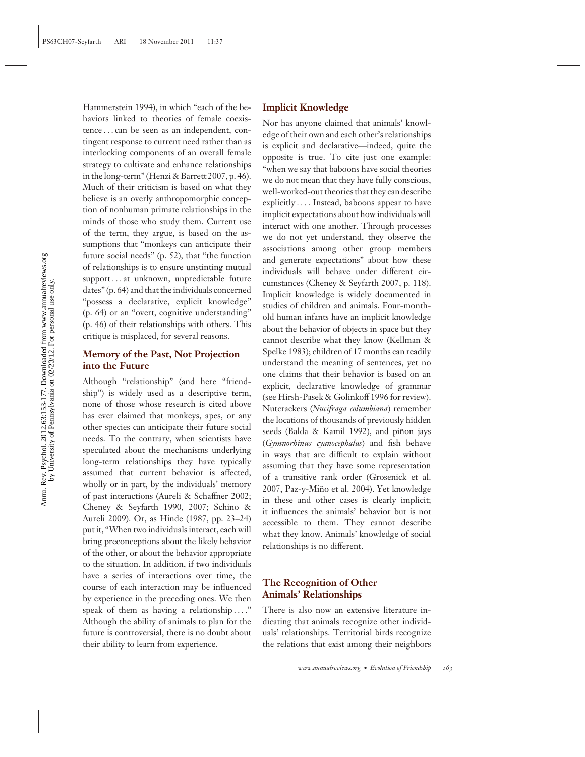Hammerstein 1994), in which "each of the behaviors linked to theories of female coexistence . . . can be seen as an independent, contingent response to current need rather than as interlocking components of an overall female strategy to cultivate and enhance relationships in the long-term" (Henzi & Barrett 2007, p. 46). Much of their criticism is based on what they believe is an overly anthropomorphic conception of nonhuman primate relationships in the minds of those who study them. Current use of the term, they argue, is based on the assumptions that "monkeys can anticipate their future social needs" (p. 52), that "the function of relationships is to ensure unstinting mutual support . . . at unknown, unpredictable future dates" (p. 64) and that the individuals concerned "possess a declarative, explicit knowledge" (p. 64) or an "overt, cognitive understanding" (p. 46) of their relationships with others. This critique is misplaced, for several reasons.

## Memory of the Past, Not Projection into the Future

Although "relationship" (and here "friendship") is widely used as a descriptive term, none of those whose research is cited above has ever claimed that monkeys, apes, or any other species can anticipate their future social needs. To the contrary, when scientists have speculated about the mechanisms underlying long-term relationships they have typically assumed that current behavior is affected, wholly or in part, by the individuals' memory of past interactions (Aureli & Schaffner 2002; Cheney & Seyfarth 1990, 2007; Schino & Aureli 2009). Or, as Hinde (1987, pp. 23–24) put it, "When two individuals interact, each will bring preconceptions about the likely behavior of the other, or about the behavior appropriate to the situation. In addition, if two individuals have a series of interactions over time, the course of each interaction may be influenced by experience in the preceding ones. We then speak of them as having a relationship . . . ." Although the ability of animals to plan for the future is controversial, there is no doubt about their ability to learn from experience.

## Implicit Knowledge

Nor has anyone claimed that animals' knowledge of their own and each other's relationships is explicit and declarative—indeed, quite the opposite is true. To cite just one example: "when we say that baboons have social theories we do not mean that they have fully conscious, well-worked-out theories that they can describe explicitly . . . . Instead, baboons appear to have implicit expectations about how individuals will interact with one another. Through processes we do not yet understand, they observe the associations among other group members and generate expectations" about how these individuals will behave under different circumstances (Cheney & Seyfarth 2007, p. 118). Implicit knowledge is widely documented in studies of children and animals. Four-month-old human infants have an implicit knowledge about the behavior of objects in space but they cannot describe what they know (Kellman & Spelke 1983); children of 17 months can readily understand the meaning of sentences, yet no one claims that their behavior is based on an explicit, declarative knowledge of grammar (see Hirsh-Pasek & Golinkoff 1996 for review). Nutcrackers (*Nucifraga columbiana*) remember the locations of thousands of previously hidden seeds (Balda & Kamil 1992), and piñon jays (*Gymnorhinus cyanocephalus*) and fish behave in ways that are difficult to explain without assuming that they have some representation of a transitive rank order (Grosenick et al. 2007, Paz-y-Miño et al. 2004). Yet knowledge in these and other cases is clearly implicit; it influences the animals' behavior but is not accessible to them. They cannot describe what they know. Animals' knowledge of social relationships is no different.

## The Recognition of Other Animals' Relationships

There is also now an extensive literature indicating that animals recognize other individuals' relationships. Territorial birds recognize the relations that exist among their neighbors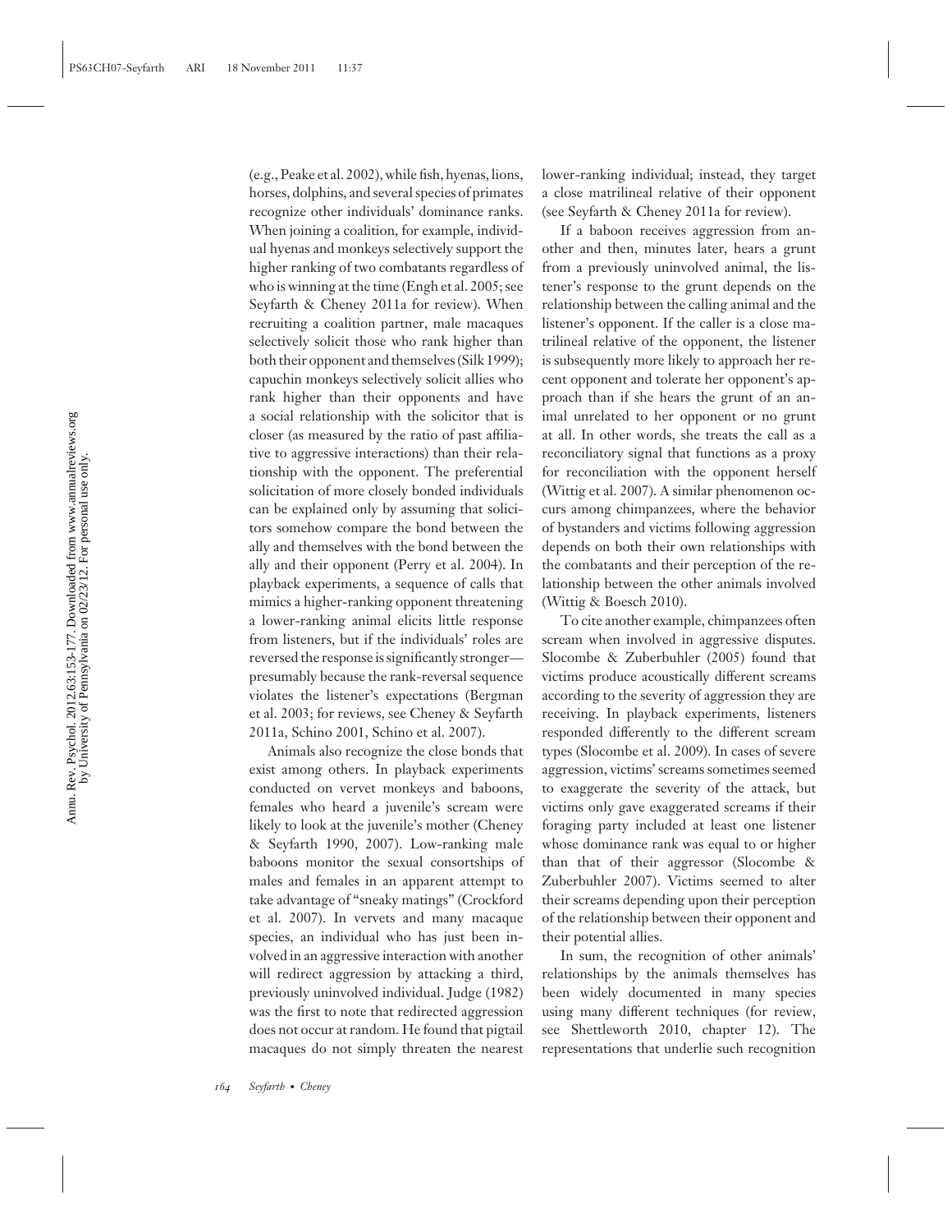(e.g., Peake et al. 2002), while fish, hyenas, lions, horses, dolphins, and several species of primates recognize other individuals' dominance ranks. When joining a coalition, for example, individual hyenas and monkeys selectively support the higher ranking of two combatants regardless of who is winning at the time (Engh et al. 2005; see Seyfarth & Cheney 2011a for review). When recruiting a coalition partner, male macaques selectively solicit those who rank higher than both their opponent and themselves (Silk 1999); capuchin monkeys selectively solicit allies who rank higher than their opponents and have a social relationship with the solicitor that is closer (as measured by the ratio of past affiliative to aggressive interactions) than their relationship with the opponent. The preferential solicitation of more closely bonded individuals can be explained only by assuming that solicitors somehow compare the bond between the ally and themselves with the bond between the ally and their opponent (Perry et al. 2004). In playback experiments, a sequence of calls that mimics a higher-ranking opponent threatening a lower-ranking animal elicits little response from listeners, but if the individuals' roles are reversed the response is significantly stronger—presumably because the rank-reversal sequence violates the listener's expectations (Bergman et al. 2003; for reviews, see Cheney & Seyfarth 2011a, Schino 2001, Schino et al. 2007).

Animals also recognize the close bonds that exist among others. In playback experiments conducted on vervet monkeys and baboons, females who heard a juvenile's scream were likely to look at the juvenile's mother (Cheney & Seyfarth 1990, 2007). Low-ranking male baboons monitor the sexual consortships of males and females in an apparent attempt to take advantage of "sneaky matings" (Crockford et al. 2007). In vervets and many macaque species, an individual who has just been involved in an aggressive interaction with another will redirect aggression by attacking a third, previously uninvolved individual. Judge (1982) was the first to note that redirected aggression does not occur at random. He found that pigtail macaques do not simply threaten the nearest lower-ranking individual; instead, they target a close matrilineal relative of their opponent (see Seyfarth & Cheney 2011a for review).

If a baboon receives aggression from another and then, minutes later, hears a grunt from a previously uninvolved animal, the listener's response to the grunt depends on the relationship between the calling animal and the listener's opponent. If the caller is a close matrilineal relative of the opponent, the listener is subsequently more likely to approach her recent opponent and tolerate her opponent's approach than if she hears the grunt of an animal unrelated to her opponent or no grunt at all. In other words, she treats the call as a reconciliatory signal that functions as a proxy for reconciliation with the opponent herself (Wittig et al. 2007). A similar phenomenon occurs among chimpanzees, where the behavior of bystanders and victims following aggression depends on both their own relationships with the combatants and their perception of the relationship between the other animals involved (Wittig & Boesch 2010).

To cite another example, chimpanzees often scream when involved in aggressive disputes. Slocombe & Zuberbuhler (2005) found that victims produce acoustically different screams according to the severity of aggression they are receiving. In playback experiments, listeners responded differently to the different scream types (Slocombe et al. 2009). In cases of severe aggression, victims' screams sometimes seemed to exaggerate the severity of the attack, but victims only gave exaggerated screams if their foraging party included at least one listener whose dominance rank was equal to or higher than that of their aggressor (Slocombe & Zuberbuhler 2007). Victims seemed to alter their screams depending upon their perception of the relationship between their opponent and their potential allies.

In sum, the recognition of other animals' relationships by the animals themselves has been widely documented in many species using many different techniques (for review, see Shettleworth 2010, chapter 12). The representations that underlie such recognition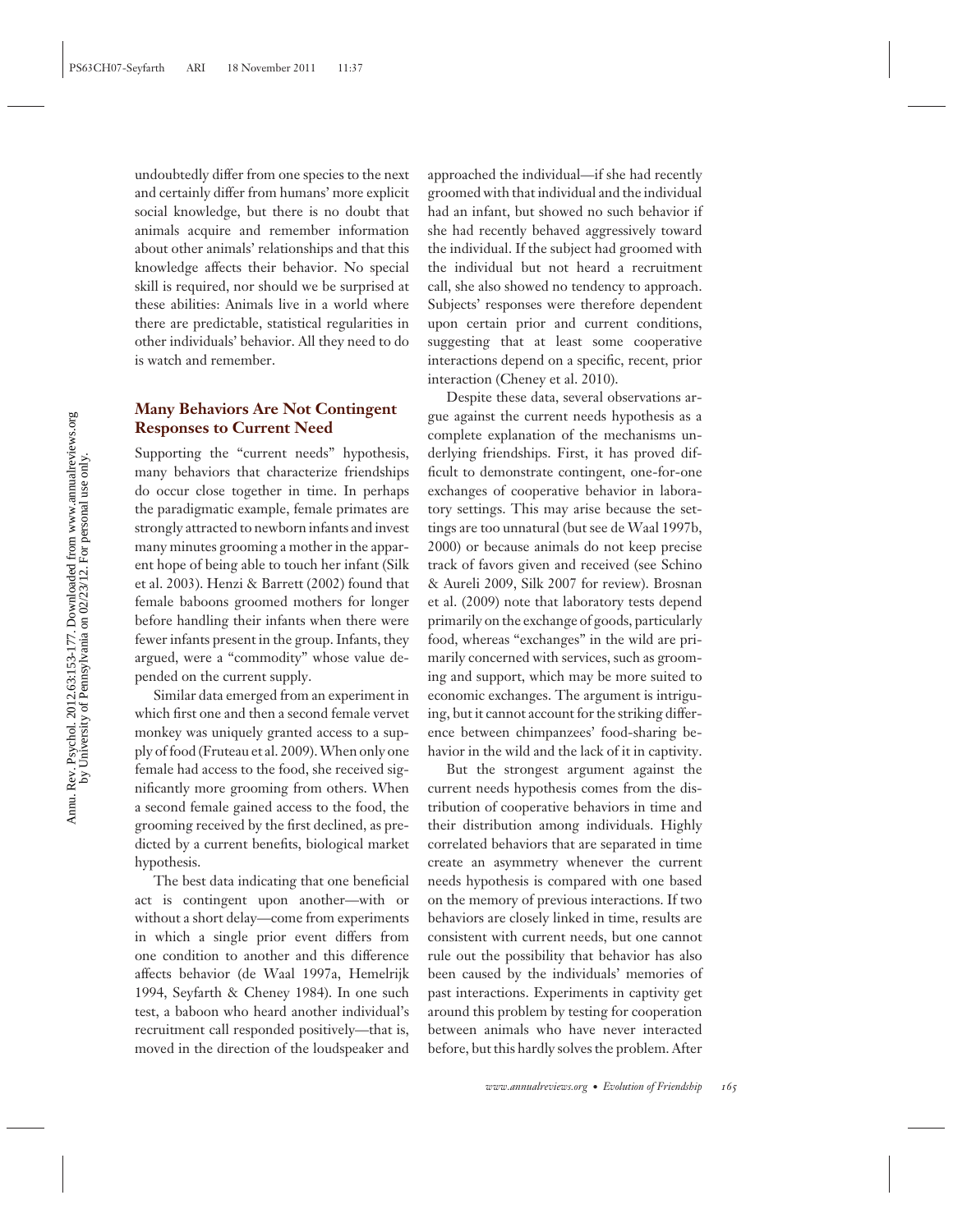undoubtedly differ from one species to the next and certainly differ from humans' more explicit social knowledge, but there is no doubt that animals acquire and remember information about other animals' relationships and that this knowledge affects their behavior. No special skill is required, nor should we be surprised at these abilities: Animals live in a world where there are predictable, statistical regularities in other individuals' behavior. All they need to do is watch and remember.

## Many Behaviors Are Not Contingent Responses to Current Need

Supporting the "current needs" hypothesis, many behaviors that characterize friendships do occur close together in time. In perhaps the paradigmatic example, female primates are strongly attracted to newborn infants and invest many minutes grooming a mother in the apparent hope of being able to touch her infant (Silk et al. 2003). Henzi & Barrett (2002) found that female baboons groomed mothers for longer before handling their infants when there were fewer infants present in the group. Infants, they argued, were a "commodity" whose value depended on the current supply.

Similar data emerged from an experiment in which first one and then a second female vervet monkey was uniquely granted access to a supply of food (Fruteau et al. 2009). When only one female had access to the food, she received significantly more grooming from others. When a second female gained access to the food, the grooming received by the first declined, as predicted by a current benefits, biological market hypothesis.

The best data indicating that one beneficial act is contingent upon another—with or without a short delay—come from experiments in which a single prior event differs from one condition to another and this difference affects behavior (de Waal 1997a, Hemelrijk 1994, Seyfarth & Cheney 1984). In one such test, a baboon who heard another individual's recruitment call responded positively—that is, moved in the direction of the loudspeaker and approached the individual—if she had recently groomed with that individual and the individual had an infant, but showed no such behavior if she had recently behaved aggressively toward the individual. If the subject had groomed with the individual but not heard a recruitment call, she also showed no tendency to approach. Subjects' responses were therefore dependent upon certain prior and current conditions, suggesting that at least some cooperative interactions depend on a specific, recent, prior interaction (Cheney et al. 2010).

Despite these data, several observations argue against the current needs hypothesis as a complete explanation of the mechanisms underlying friendships. First, it has proved difficult to demonstrate contingent, one-for-one exchanges of cooperative behavior in laboratory settings. This may arise because the settings are too unnatural (but see de Waal 1997b, 2000) or because animals do not keep precise track of favors given and received (see Schino & Aureli 2009, Silk 2007 for review). Brosnan et al. (2009) note that laboratory tests depend primarily on the exchange of goods, particularly food, whereas "exchanges" in the wild are primarily concerned with services, such as grooming and support, which may be more suited to economic exchanges. The argument is intriguing, but it cannot account for the striking difference between chimpanzees' food-sharing behavior in the wild and the lack of it in captivity.

But the strongest argument against the current needs hypothesis comes from the distribution of cooperative behaviors in time and their distribution among individuals. Highly correlated behaviors that are separated in time create an asymmetry whenever the current needs hypothesis is compared with one based on the memory of previous interactions. If two behaviors are closely linked in time, results are consistent with current needs, but one cannot rule out the possibility that behavior has also been caused by the individuals' memories of past interactions. Experiments in captivity get around this problem by testing for cooperation between animals who have never interacted before, but this hardly solves the problem. After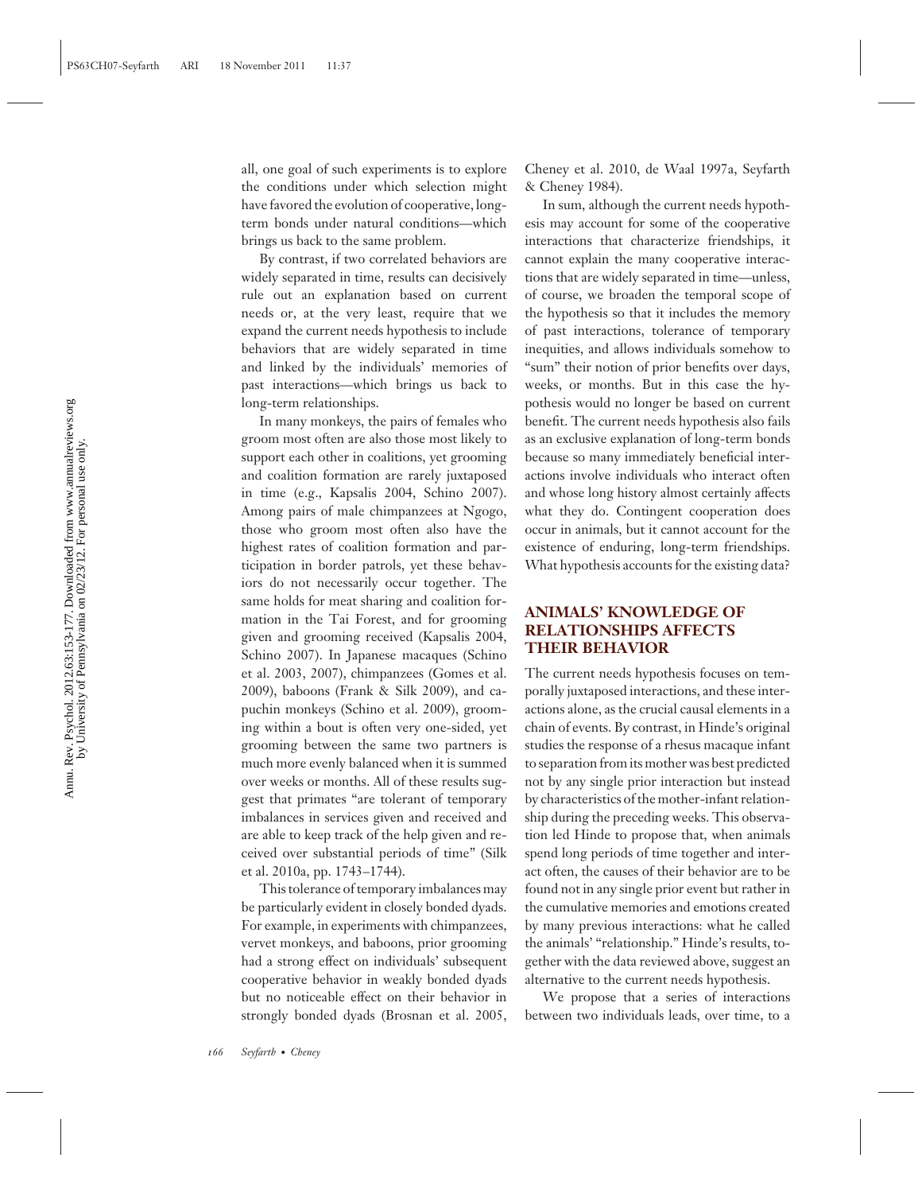all, one goal of such experiments is to explore the conditions under which selection might have favored the evolution of cooperative, long-term bonds under natural conditions—which brings us back to the same problem.

By contrast, if two correlated behaviors are widely separated in time, results can decisively rule out an explanation based on current needs or, at the very least, require that we expand the current needs hypothesis to include behaviors that are widely separated in time and linked by the individuals' memories of past interactions—which brings us back to long-term relationships.

In many monkeys, the pairs of females who groom most often are also those most likely to support each other in coalitions, yet grooming and coalition formation are rarely juxtaposed in time (e.g., Kapsalis 2004, Schino 2007). Among pairs of male chimpanzees at Ngogo, those who groom most often also have the highest rates of coalition formation and participation in border patrols, yet these behaviors do not necessarily occur together. The same holds for meat sharing and coalition formation in the Tai Forest, and for grooming given and grooming received (Kapsalis 2004, Schino 2007). In Japanese macaques (Schino et al. 2003, 2007), chimpanzees (Gomes et al. 2009), baboons (Frank & Silk 2009), and capuchin monkeys (Schino et al. 2009), grooming within a bout is often very one-sided, yet grooming between the same two partners is much more evenly balanced when it is summed over weeks or months. All of these results suggest that primates "are tolerant of temporary imbalances in services given and received and are able to keep track of the help given and received over substantial periods of time" (Silk et al. 2010a, pp. 1743–1744).

This tolerance of temporary imbalances may be particularly evident in closely bonded dyads. For example, in experiments with chimpanzees, vervet monkeys, and baboons, prior grooming had a strong effect on individuals' subsequent cooperative behavior in weakly bonded dyads but no noticeable effect on their behavior in strongly bonded dyads (Brosnan et al. 2005, Cheney et al. 2010, de Waal 1997a, Seyfarth & Cheney 1984).

In sum, although the current needs hypothesis may account for some of the cooperative interactions that characterize friendships, it cannot explain the many cooperative interactions that are widely separated in time—unless, of course, we broaden the temporal scope of the hypothesis so that it includes the memory of past interactions, tolerance of temporary inequities, and allows individuals somehow to "sum" their notion of prior benefits over days, weeks, or months. But in this case the hypothesis would no longer be based on current benefit. The current needs hypothesis also fails as an exclusive explanation of long-term bonds because so many immediately beneficial interactions involve individuals who interact often and whose long history almost certainly affects what they do. Contingent cooperation does occur in animals, but it cannot account for the existence of enduring, long-term friendships. What hypothesis accounts for the existing data?

## ANIMALS' KNOWLEDGE OF RELATIONSHIPS AFFECTS THEIR BEHAVIOR

The current needs hypothesis focuses on temporally juxtaposed interactions, and these interactions alone, as the crucial causal elements in a chain of events. By contrast, in Hinde's original studies the response of a rhesus macaque infant to separation from its mother was best predicted not by any single prior interaction but instead by characteristics of the mother-infant relationship during the preceding weeks. This observation led Hinde to propose that, when animals spend long periods of time together and interact often, the causes of their behavior are to be found not in any single prior event but rather in the cumulative memories and emotions created by many previous interactions: what he called the animals' "relationship." Hinde's results, together with the data reviewed above, suggest an alternative to the current needs hypothesis.

We propose that a series of interactions between two individuals leads, over time, to a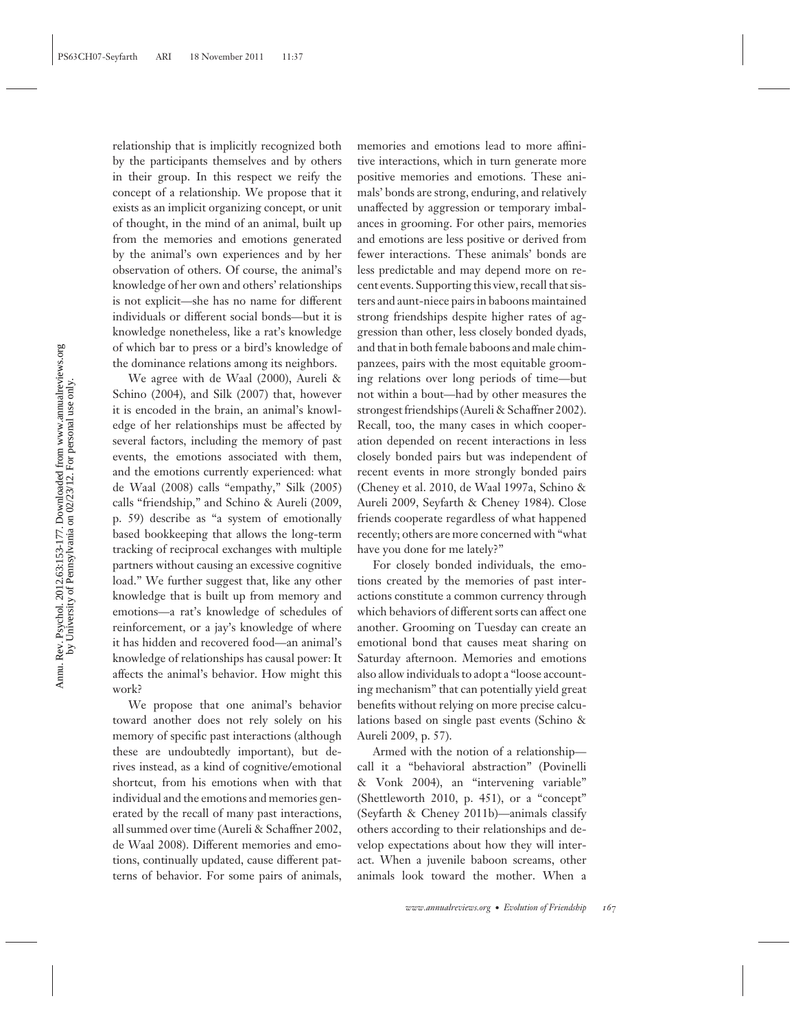relationship that is implicitly recognized both by the participants themselves and by others in their group. In this respect we reify the concept of a relationship. We propose that it exists as an implicit organizing concept, or unit of thought, in the mind of an animal, built up from the memories and emotions generated by the animal's own experiences and by her observation of others. Of course, the animal's knowledge of her own and others' relationships is not explicit—she has no name for different individuals or different social bonds—but it is knowledge nonetheless, like a rat's knowledge of which bar to press or a bird's knowledge of the dominance relations among its neighbors.

We agree with de Waal (2000), Aureli & Schino (2004), and Silk (2007) that, however it is encoded in the brain, an animal's knowledge of her relationships must be affected by several factors, including the memory of past events, the emotions associated with them, and the emotions currently experienced: what de Waal (2008) calls "empathy," Silk (2005) calls "friendship," and Schino & Aureli (2009, p. 59) describe as "a system of emotionally based bookkeeping that allows the long-term tracking of reciprocal exchanges with multiple partners without causing an excessive cognitive load." We further suggest that, like any other knowledge that is built up from memory and emotions—a rat's knowledge of schedules of reinforcement, or a jay's knowledge of where it has hidden and recovered food—an animal's knowledge of relationships has causal power: It affects the animal's behavior. How might this work?

We propose that one animal's behavior toward another does not rely solely on his memory of specific past interactions (although these are undoubtedly important), but derives instead, as a kind of cognitive/emotional shortcut, from his emotions when with that individual and the emotions and memories generated by the recall of many past interactions, all summed over time (Aureli & Schaffner 2002, de Waal 2008). Different memories and emotions, continually updated, cause different patterns of behavior. For some pairs of animals, memories and emotions lead to more affinitive interactions, which in turn generate more positive memories and emotions. These animals' bonds are strong, enduring, and relatively unaffected by aggression or temporary imbalances in grooming. For other pairs, memories and emotions are less positive or derived from fewer interactions. These animals' bonds are less predictable and may depend more on recent events. Supporting this view, recall that sisters and aunt-niece pairs in baboons maintained strong friendships despite higher rates of aggression than other, less closely bonded dyads, and that in both female baboons and male chimpanzees, pairs with the most equitable grooming relations over long periods of time—but not within a bout—had by other measures the strongest friendships (Aureli & Schaffner 2002). Recall, too, the many cases in which cooperation depended on recent interactions in less closely bonded pairs but was independent of recent events in more strongly bonded pairs (Cheney et al. 2010, de Waal 1997a, Schino & Aureli 2009, Seyfarth & Cheney 1984). Close friends cooperate regardless of what happened recently; others are more concerned with "what have you done for me lately?"

For closely bonded individuals, the emotions created by the memories of past interactions constitute a common currency through which behaviors of different sorts can affect one another. Grooming on Tuesday can create an emotional bond that causes meat sharing on Saturday afternoon. Memories and emotions also allow individuals to adopt a "loose accounting mechanism" that can potentially yield great benefits without relying on more precise calculations based on single past events (Schino & Aureli 2009, p. 57).

Armed with the notion of a relationship—call it a "behavioral abstraction" (Povinelli & Vonk 2004), an "intervening variable" (Shettleworth 2010, p. 451), or a "concept" (Seyfarth & Cheney 2011b)—animals classify others according to their relationships and develop expectations about how they will interact. When a juvenile baboon screams, other animals look toward the mother. When a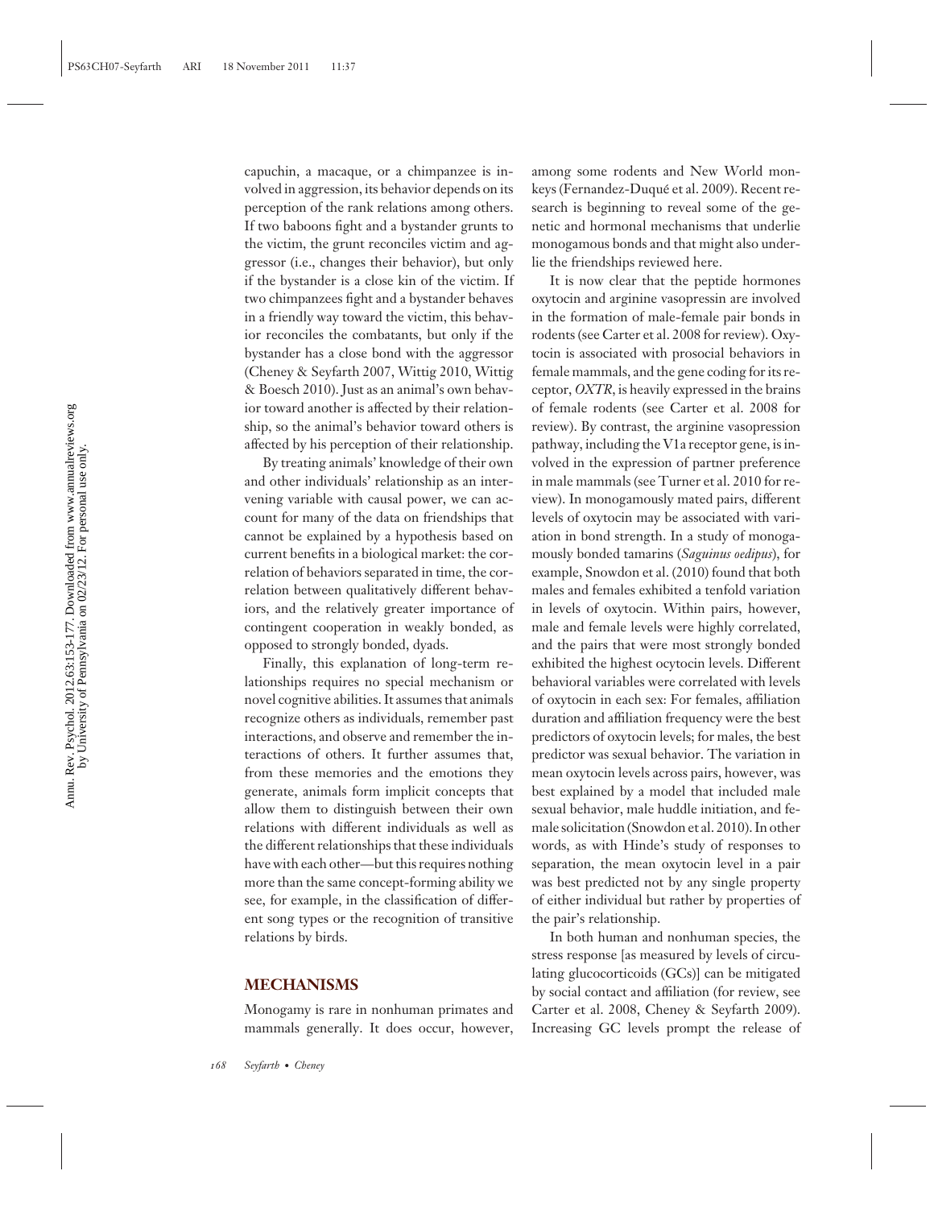capuchin, a macaque, or a chimpanzee is involved in aggression, its behavior depends on its perception of the rank relations among others. If two baboons fight and a bystander grunts to the victim, the grunt reconciles victim and aggressor (i.e., changes their behavior), but only if the bystander is a close kin of the victim. If two chimpanzees fight and a bystander behaves in a friendly way toward the victim, this behavior reconciles the combatants, but only if the bystander has a close bond with the aggressor (Cheney & Seyfarth 2007, Wittig 2010, Wittig & Boesch 2010). Just as an animal's own behavior toward another is affected by their relationship, so the animal's behavior toward others is affected by his perception of their relationship.

By treating animals' knowledge of their own and other individuals' relationship as an intervening variable with causal power, we can account for many of the data on friendships that cannot be explained by a hypothesis based on current benefits in a biological market: the correlation of behaviors separated in time, the correlation between qualitatively different behaviors, and the relatively greater importance of contingent cooperation in weakly bonded, as opposed to strongly bonded, dyads.

Finally, this explanation of long-term relationships requires no special mechanism or novel cognitive abilities. It assumes that animals recognize others as individuals, remember past interactions, and observe and remember the interactions of others. It further assumes that, from these memories and the emotions they generate, animals form implicit concepts that allow them to distinguish between their own relations with different individuals as well as the different relationships that these individuals have with each other—but this requires nothing more than the same concept-forming ability we see, for example, in the classification of different song types or the recognition of transitive relations by birds.

## MECHANISMS

Monogamy is rare in nonhuman primates and mammals generally. It does occur, however, among some rodents and New World monkeys (Fernandez-Duqué et al. 2009). Recent research is beginning to reveal some of the genetic and hormonal mechanisms that underlie monogamous bonds and that might also underlie the friendships reviewed here.

It is now clear that the peptide hormones oxytocin and arginine vasopressin are involved in the formation of male-female pair bonds in rodents (see Carter et al. 2008 for review). Oxytocin is associated with prosocial behaviors in female mammals, and the gene coding for its receptor, *OXTR*, is heavily expressed in the brains of female rodents (see Carter et al. 2008 for review). By contrast, the arginine vasopression pathway, including the V1a receptor gene, is involved in the expression of partner preference in male mammals (see Turner et al. 2010 for review). In monogamously mated pairs, different levels of oxytocin may be associated with variation in bond strength. In a study of monogamously bonded tamarins (*Saguinus oedipus*), for example, Snowdon et al. (2010) found that both males and females exhibited a tenfold variation in levels of oxytocin. Within pairs, however, male and female levels were highly correlated, and the pairs that were most strongly bonded exhibited the highest ocytocin levels. Different behavioral variables were correlated with levels of oxytocin in each sex: For females, affiliation duration and affiliation frequency were the best predictors of oxytocin levels; for males, the best predictor was sexual behavior. The variation in mean oxytocin levels across pairs, however, was best explained by a model that included male sexual behavior, male huddle initiation, and female solicitation (Snowdon et al. 2010). In other words, as with Hinde's study of responses to separation, the mean oxytocin level in a pair was best predicted not by any single property of either individual but rather by properties of the pair's relationship.

In both human and nonhuman species, the stress response [as measured by levels of circulating glucocorticoids (GCs)] can be mitigated by social contact and affiliation (for review, see Carter et al. 2008, Cheney & Seyfarth 2009). Increasing GC levels prompt the release of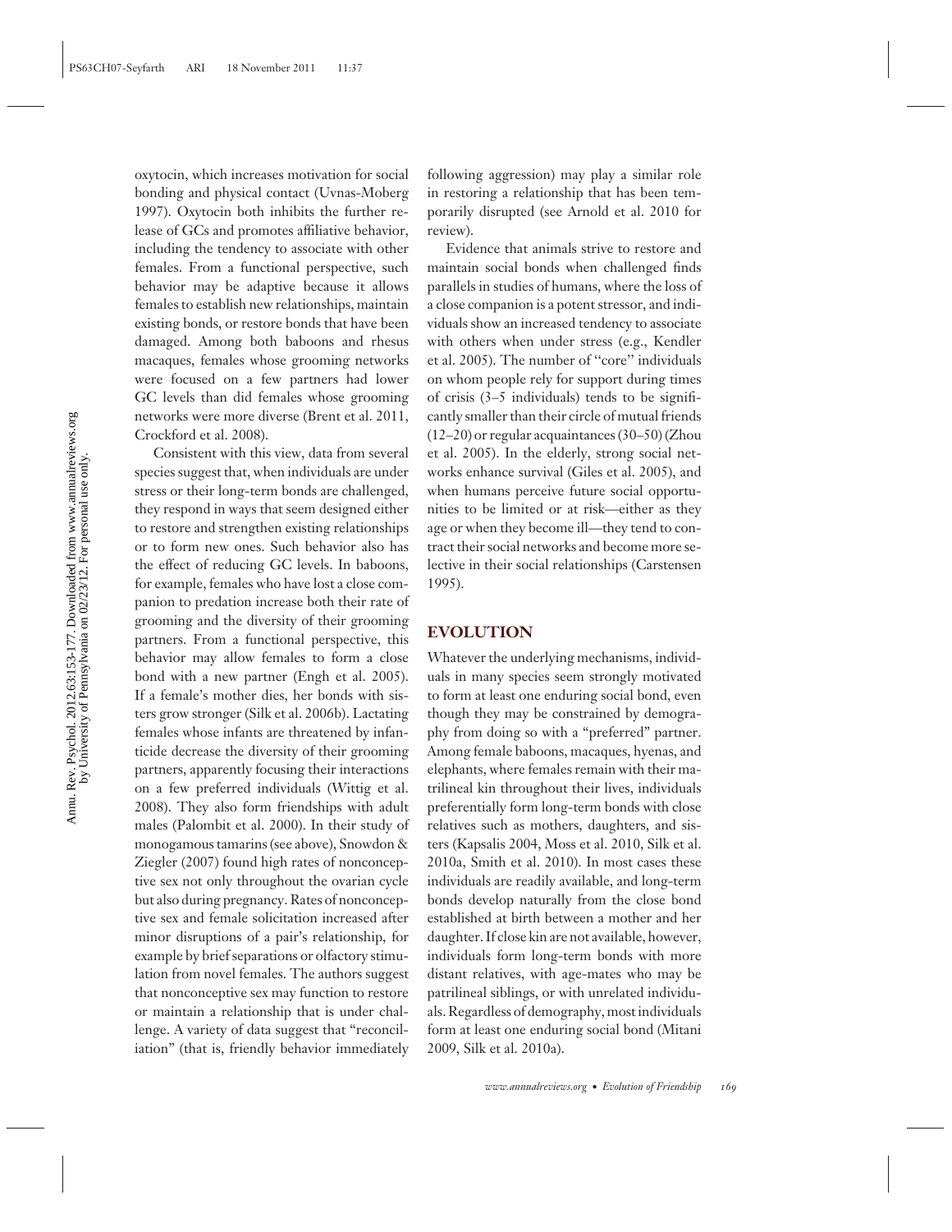oxytocin, which increases motivation for social bonding and physical contact (Uvnas-Moberg 1997). Oxytocin both inhibits the further release of GCs and promotes affiliative behavior, including the tendency to associate with other females. From a functional perspective, such behavior may be adaptive because it allows females to establish new relationships, maintain existing bonds, or restore bonds that have been damaged. Among both baboons and rhesus macaques, females whose grooming networks were focused on a few partners had lower GC levels than did females whose grooming networks were more diverse (Brent et al. 2011, Crockford et al. 2008).

Consistent with this view, data from several species suggest that, when individuals are under stress or their long-term bonds are challenged, they respond in ways that seem designed either to restore and strengthen existing relationships or to form new ones. Such behavior also has the effect of reducing GC levels. In baboons, for example, females who have lost a close companion to predation increase both their rate of grooming and the diversity of their grooming partners. From a functional perspective, this behavior may allow females to form a close bond with a new partner (Engh et al. 2005). If a female's mother dies, her bonds with sisters grow stronger (Silk et al. 2006b). Lactating females whose infants are threatened by infanticide decrease the diversity of their grooming partners, apparently focusing their interactions on a few preferred individuals (Wittig et al. 2008). They also form friendships with adult males (Palombit et al. 2000). In their study of monogamous tamarins (see above), Snowdon & Ziegler (2007) found high rates of nonconceptive sex not only throughout the ovarian cycle but also during pregnancy. Rates of nonconceptive sex and female solicitation increased after minor disruptions of a pair's relationship, for example by brief separations or olfactory stimulation from novel females. The authors suggest that nonconceptive sex may function to restore or maintain a relationship that is under challenge. A variety of data suggest that "reconciliation" (that is, friendly behavior immediately following aggression) may play a similar role in restoring a relationship that has been temporarily disrupted (see Arnold et al. 2010 for review).

Evidence that animals strive to restore and maintain social bonds when challenged finds parallels in studies of humans, where the loss of a close companion is a potent stressor, and individuals show an increased tendency to associate with others when under stress (e.g., Kendler et al. 2005). The number of "core" individuals on whom people rely for support during times of crisis (3–5 individuals) tends to be significantly smaller than their circle of mutual friends (12–20) or regular acquaintances (30–50) (Zhou et al. 2005). In the elderly, strong social networks enhance survival (Giles et al. 2005), and when humans perceive future social opportunities to be limited or at risk—either as they age or when they become ill—they tend to contract their social networks and become more selective in their social relationships (Carstensen 1995).

## EVOLUTION

Whatever the underlying mechanisms, individuals in many species seem strongly motivated to form at least one enduring social bond, even though they may be constrained by demography from doing so with a "preferred" partner. Among female baboons, macaques, hyenas, and elephants, where females remain with their matrilineal kin throughout their lives, individuals preferentially form long-term bonds with close relatives such as mothers, daughters, and sisters (Kapsalis 2004, Moss et al. 2010, Silk et al. 2010a, Smith et al. 2010). In most cases these individuals are readily available, and long-term bonds develop naturally from the close bond established at birth between a mother and her daughter. If close kin are not available, however, individuals form long-term bonds with more distant relatives, with age-mates who may be patrilineal siblings, or with unrelated individuals. Regardless of demography, most individuals form at least one enduring social bond (Mitani 2009, Silk et al. 2010a).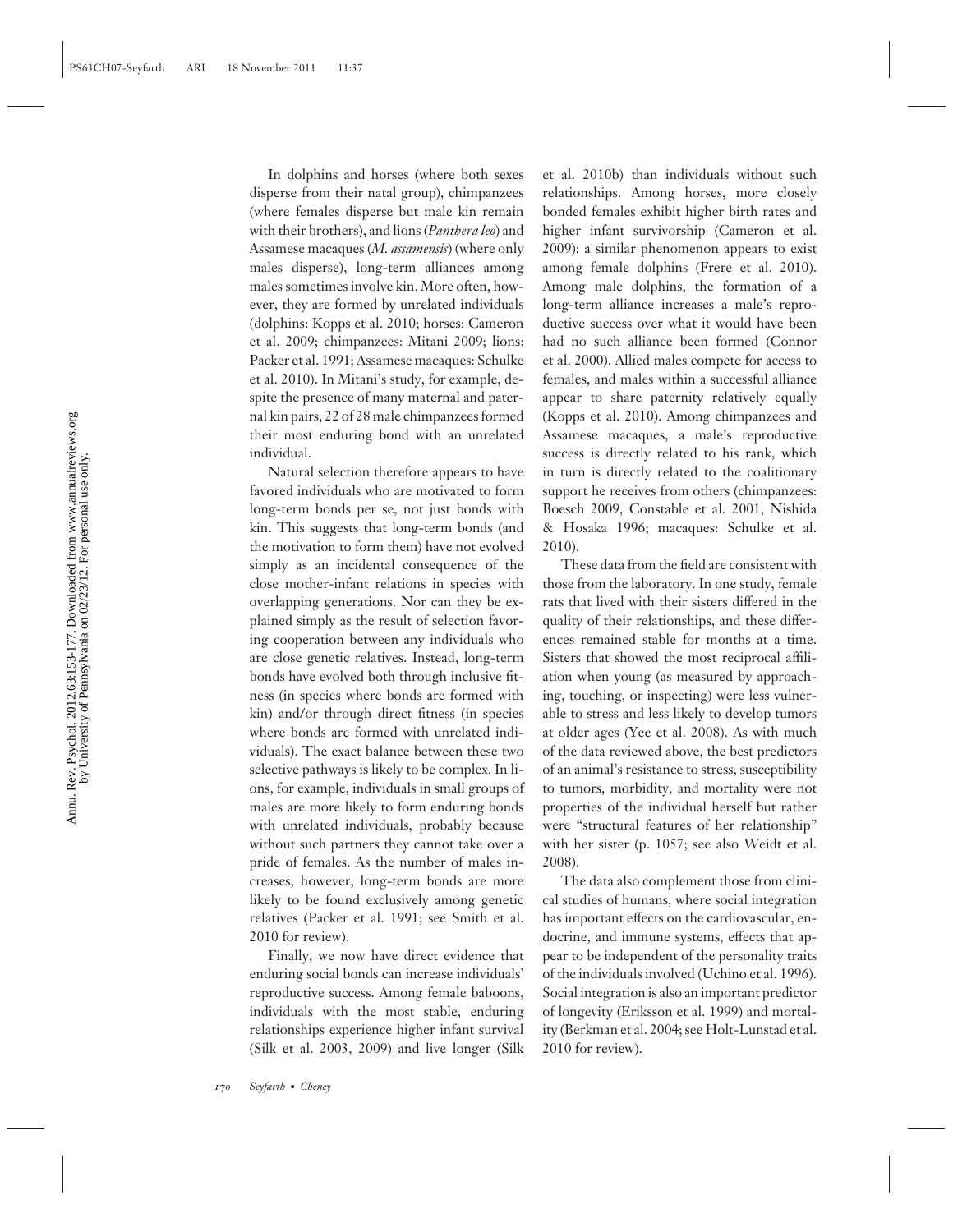In dolphins and horses (where both sexes disperse from their natal group), chimpanzees (where females disperse but male kin remain with their brothers), and lions (*Panthera leo*) and Assamese macaques (*M. assamensis*) (where only males disperse), long-term alliances among males sometimes involve kin. More often, however, they are formed by unrelated individuals (dolphins: Kopps et al. 2010; horses: Cameron et al. 2009; chimpanzees: Mitani 2009; lions: Packer et al. 1991; Assamese macaques: Schulke et al. 2010). In Mitani's study, for example, despite the presence of many maternal and paternal kin pairs, 22 of 28 male chimpanzees formed their most enduring bond with an unrelated individual.

Natural selection therefore appears to have favored individuals who are motivated to form long-term bonds per se, not just bonds with kin. This suggests that long-term bonds (and the motivation to form them) have not evolved simply as an incidental consequence of the close mother-infant relations in species with overlapping generations. Nor can they be explained simply as the result of selection favoring cooperation between any individuals who are close genetic relatives. Instead, long-term bonds have evolved both through inclusive fitness (in species where bonds are formed with kin) and/or through direct fitness (in species where bonds are formed with unrelated individuals). The exact balance between these two selective pathways is likely to be complex. In lions, for example, individuals in small groups of males are more likely to form enduring bonds with unrelated individuals, probably because without such partners they cannot take over a pride of females. As the number of males increases, however, long-term bonds are more likely to be found exclusively among genetic relatives (Packer et al. 1991; see Smith et al. 2010 for review).

Finally, we now have direct evidence that enduring social bonds can increase individuals' reproductive success. Among female baboons, individuals with the most stable, enduring relationships experience higher infant survival (Silk et al. 2003, 2009) and live longer (Silk et al. 2010b) than individuals without such relationships. Among horses, more closely bonded females exhibit higher birth rates and higher infant survivorship (Cameron et al. 2009); a similar phenomenon appears to exist among female dolphins (Frere et al. 2010). Among male dolphins, the formation of a long-term alliance increases a male's reproductive success over what it would have been had no such alliance been formed (Connor et al. 2000). Allied males compete for access to females, and males within a successful alliance appear to share paternity relatively equally (Kopps et al. 2010). Among chimpanzees and Assamese macaques, a male's reproductive success is directly related to his rank, which in turn is directly related to the coalitionary support he receives from others (chimpanzees: Boesch 2009, Constable et al. 2001, Nishida & Hosaka 1996; macaques: Schulke et al. 2010).

These data from the field are consistent with those from the laboratory. In one study, female rats that lived with their sisters differed in the quality of their relationships, and these differences remained stable for months at a time. Sisters that showed the most reciprocal affiliation when young (as measured by approaching, touching, or inspecting) were less vulnerable to stress and less likely to develop tumors at older ages (Yee et al. 2008). As with much of the data reviewed above, the best predictors of an animal's resistance to stress, susceptibility to tumors, morbidity, and mortality were not properties of the individual herself but rather were "structural features of her relationship" with her sister (p. 1057; see also Weidt et al. 2008).

The data also complement those from clinical studies of humans, where social integration has important effects on the cardiovascular, endocrine, and immune systems, effects that appear to be independent of the personality traits of the individuals involved (Uchino et al. 1996). Social integration is also an important predictor of longevity (Eriksson et al. 1999) and mortality (Berkman et al. 2004; see Holt-Lunstad et al. 2010 for review).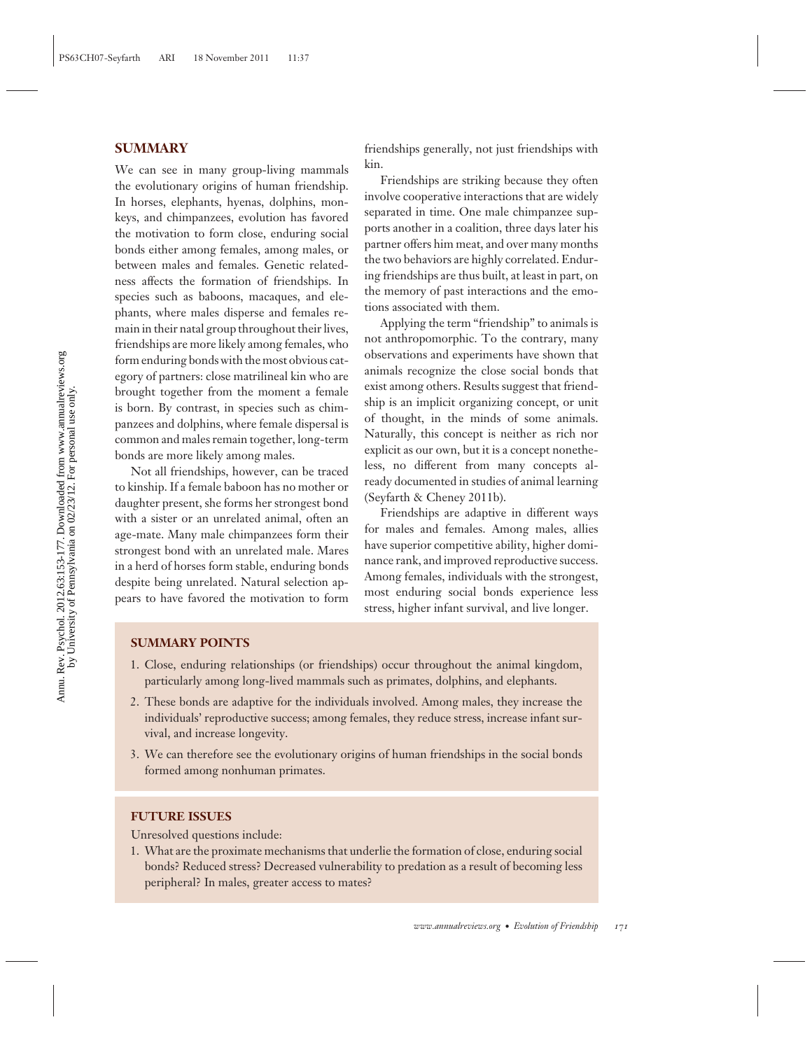## SUMMARY

We can see in many group-living mammals the evolutionary origins of human friendship. In horses, elephants, hyenas, dolphins, monkeys, and chimpanzees, evolution has favored the motivation to form close, enduring social bonds either among females, among males, or between males and females. Genetic relatedness affects the formation of friendships. In species such as baboons, macaques, and elephants, where males disperse and females remain in their natal group throughout their lives, friendships are more likely among females, who form enduring bonds with the most obvious category of partners: close matrilineal kin who are brought together from the moment a female is born. By contrast, in species such as chimpanzees and dolphins, where female dispersal is common and males remain together, long-term bonds are more likely among males.

Not all friendships, however, can be traced to kinship. If a female baboon has no mother or daughter present, she forms her strongest bond with a sister or an unrelated animal, often an age-mate. Many male chimpanzees form their strongest bond with an unrelated male. Mares in a herd of horses form stable, enduring bonds despite being unrelated. Natural selection appears to have favored the motivation to form friendships generally, not just friendships with kin.

Friendships are striking because they often involve cooperative interactions that are widely separated in time. One male chimpanzee supports another in a coalition, three days later his partner offers him meat, and over many months the two behaviors are highly correlated. Enduring friendships are thus built, at least in part, on the memory of past interactions and the emotions associated with them.

Applying the term "friendship" to animals is not anthropomorphic. To the contrary, many observations and experiments have shown that animals recognize the close social bonds that exist among others. Results suggest that friendship is an implicit organizing concept, or unit of thought, in the minds of some animals. Naturally, this concept is neither as rich nor explicit as our own, but it is a concept nonetheless, no different from many concepts already documented in studies of animal learning (Seyfarth & Cheney 2011b).

Friendships are adaptive in different ways for males and females. Among males, allies have superior competitive ability, higher dominance rank, and improved reproductive success. Among females, individuals with the strongest, most enduring social bonds experience less stress, higher infant survival, and live longer.

### SUMMARY POINTS

1. Close, enduring relationships (or friendships) occur throughout the animal kingdom, particularly among long-lived mammals such as primates, dolphins, and elephants.
2. These bonds are adaptive for the individuals involved. Among males, they increase the individuals' reproductive success; among females, they reduce stress, increase infant survival, and increase longevity.
3. We can therefore see the evolutionary origins of human friendships in the social bonds formed among nonhuman primates.

### FUTURE ISSUES

Unresolved questions include:

1. What are the proximate mechanisms that underlie the formation of close, enduring social bonds? Reduced stress? Decreased vulnerability to predation as a result of becoming less peripheral? In males, greater access to mates?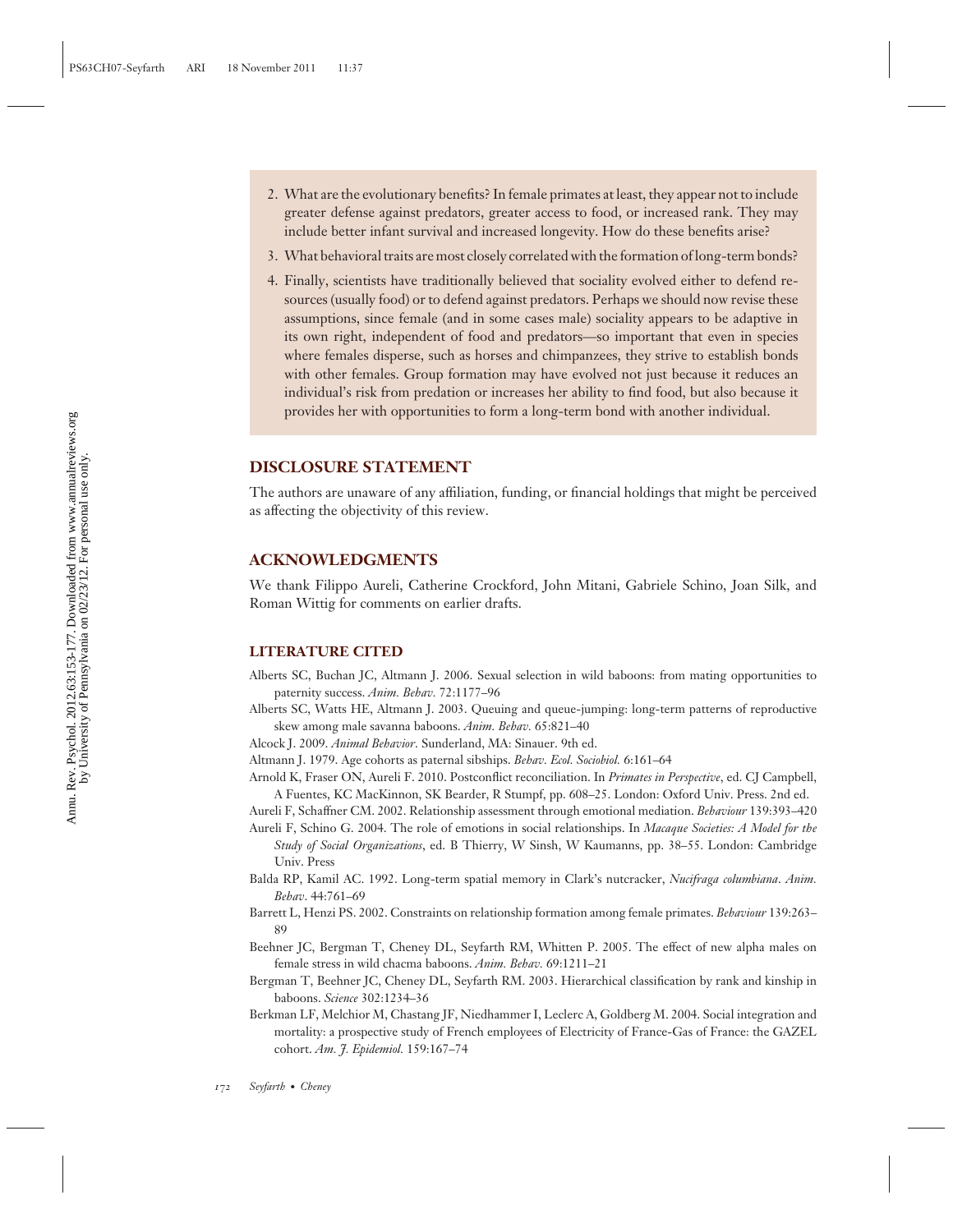2. What are the evolutionary benefits? In female primates at least, they appear not to include greater defense against predators, greater access to food, or increased rank. They may include better infant survival and increased longevity. How do these benefits arise?
3. What behavioral traits are most closely correlated with the formation of long-term bonds?
4. Finally, scientists have traditionally believed that sociality evolved either to defend resources (usually food) or to defend against predators. Perhaps we should now revise these assumptions, since female (and in some cases male) sociality appears to be adaptive in its own right, independent of food and predators—so important that even in species where females disperse, such as horses and chimpanzees, they strive to establish bonds with other females. Group formation may have evolved not just because it reduces an individual's risk from predation or increases her ability to find food, but also because it provides her with opportunities to form a long-term bond with another individual.

## DISCLOSURE STATEMENT

The authors are unaware of any affiliation, funding, or financial holdings that might be perceived as affecting the objectivity of this review.

## ACKNOWLEDGMENTS

We thank Filippo Aureli, Catherine Crockford, John Mitani, Gabriele Schino, Joan Silk, and Roman Wittig for comments on earlier drafts.

## LITERATURE CITED

Alberts SC, Buchan JC, Altmann J. 2006. Sexual selection in wild baboons: from mating opportunities to paternity success. *Anim. Behav.* 72:1177–96

Alberts SC, Watts HE, Altmann J. 2003. Queuing and queue-jumping: long-term patterns of reproductive skew among male savanna baboons. *Anim. Behav.* 65:821–40

Alcock J. 2009. *Animal Behavior*. Sunderland, MA: Sinauer. 9th ed.

Altmann J. 1979. Age cohorts as paternal sibships. *Behav. Ecol. Sociobiol.* 6:161–64

Arnold K, Fraser ON, Aureli F. 2010. Postconflict reconciliation. In *Primates in Perspective*, ed. CJ Campbell, A Fuentes, KC MacKinnon, SK Bearder, R Stumpf, pp. 608–25. London: Oxford Univ. Press. 2nd ed.

Aureli F, Schaffner CM. 2002. Relationship assessment through emotional mediation. *Behaviour* 139:393–420

Aureli F, Schino G. 2004. The role of emotions in social relationships. In *Macaque Societies: A Model for the Study of Social Organizations*, ed. B Thierry, W Sinsh, W Kaumanns, pp. 38–55. London: Cambridge Univ. Press

Balda RP, Kamil AC. 1992. Long-term spatial memory in Clark's nutcracker, *Nucifraga columbiana*. *Anim. Behav*. 44:761–69

Barrett L, Henzi PS. 2002. Constraints on relationship formation among female primates. *Behaviour* 139:263–89

Beehner JC, Bergman T, Cheney DL, Seyfarth RM, Whitten P. 2005. The effect of new alpha males on female stress in wild chacma baboons. *Anim. Behav.* 69:1211–21

Bergman T, Beehner JC, Cheney DL, Seyfarth RM. 2003. Hierarchical classification by rank and kinship in baboons. *Science* 302:1234–36

Berkman LF, Melchior M, Chastang JF, Niedhammer I, Leclerc A, Goldberg M. 2004. Social integration and mortality: a prospective study of French employees of Electricity of France-Gas of France: the GAZEL cohort. *Am. J. Epidemiol.* 159:167–74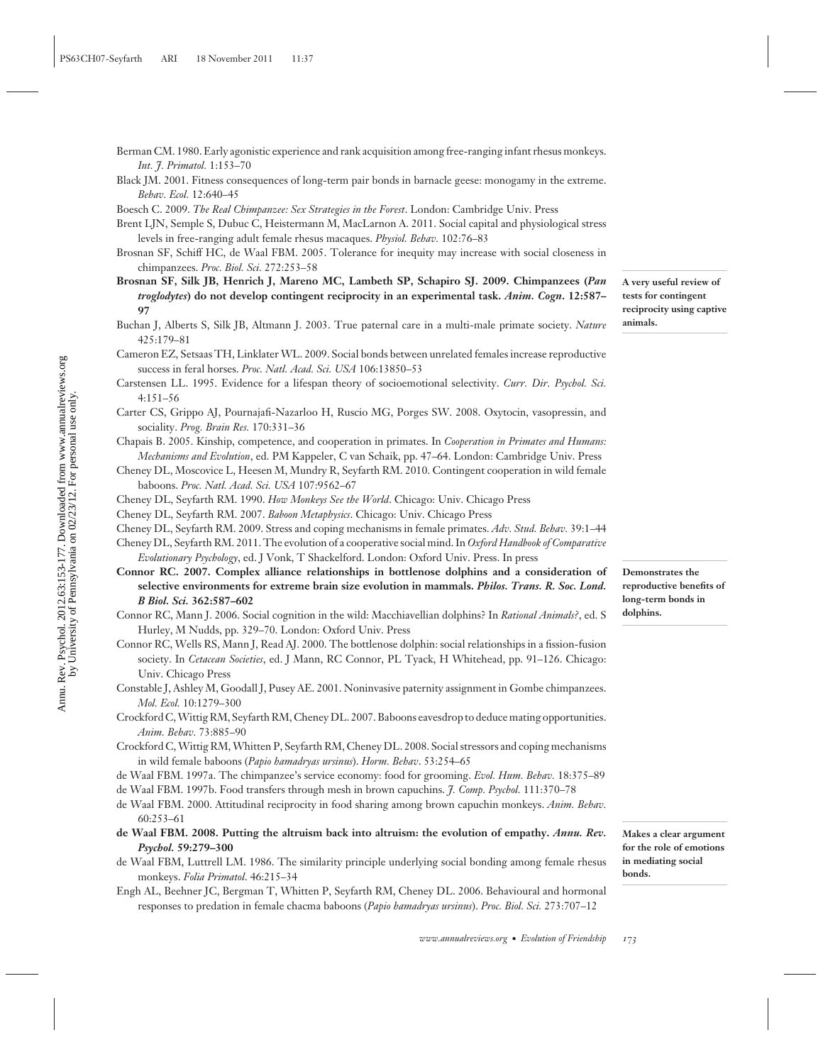Berman CM. 1980. Early agonistic experience and rank acquisition among free-ranging infant rhesus monkeys. *Int. J. Primatol.* 1:153–70

Black JM. 2001. Fitness consequences of long-term pair bonds in barnacle geese: monogamy in the extreme. *Behav. Ecol.* 12:640–45

Boesch C. 2009. *The Real Chimpanzee: Sex Strategies in the Forest*. London: Cambridge Univ. Press

Brent LJN, Semple S, Dubuc C, Heistermann M, MacLarnon A. 2011. Social capital and physiological stress levels in free-ranging adult female rhesus macaques. *Physiol. Behav.* 102:76–83

Brosnan SF, Schiff HC, de Waal FBM. 2005. Tolerance for inequity may increase with social closeness in chimpanzees. *Proc. Biol. Sci.* 272:253–58

**Brosnan SF, Silk JB, Henrich J, Mareno MC, Lambeth SP, Schapiro SJ. 2009. Chimpanzees (*Pan troglodytes*) do not develop contingent reciprocity in an experimental task. *Anim. Cogn.* 12:587–97**

A very useful review of tests for contingent reciprocity using captive animals.

Buchan J, Alberts S, Silk JB, Altmann J. 2003. True paternal care in a multi-male primate society. *Nature* 425:179–81

Cameron EZ, Setsaas TH, Linklater WL. 2009. Social bonds between unrelated females increase reproductive success in feral horses. *Proc. Natl. Acad. Sci. USA* 106:13850–53

Carstensen LL. 1995. Evidence for a lifespan theory of socioemotional selectivity. *Curr. Dir. Psychol. Sci.* 4:151–56

Carter CS, Grippo AJ, Pournajafi-Nazarloo H, Ruscio MG, Porges SW. 2008. Oxytocin, vasopressin, and sociality. *Prog. Brain Res.* 170:331–36

Chapais B. 2005. Kinship, competence, and cooperation in primates. In *Cooperation in Primates and Humans: Mechanisms and Evolution*, ed. PM Kappeler, C van Schaik, pp. 47–64. London: Cambridge Univ. Press

Cheney DL, Moscovice L, Heesen M, Mundry R, Seyfarth RM. 2010. Contingent cooperation in wild female baboons. *Proc. Natl. Acad. Sci. USA* 107:9562–67

Cheney DL, Seyfarth RM. 1990. *How Monkeys See the World*. Chicago: Univ. Chicago Press

Cheney DL, Seyfarth RM. 2007. *Baboon Metaphysics*. Chicago: Univ. Chicago Press

Cheney DL, Seyfarth RM. 2009. Stress and coping mechanisms in female primates. *Adv. Stud. Behav.* 39:1–44

Cheney DL, Seyfarth RM. 2011. The evolution of a cooperative social mind. In *Oxford Handbook of Comparative Evolutionary Psychology*, ed. J Vonk, T Shackelford. London: Oxford Univ. Press. In press

**Connor RC. 2007. Complex alliance relationships in bottlenose dolphins and a consideration of selective environments for extreme brain size evolution in mammals. *Philos. Trans. R. Soc. Lond. B Biol. Sci.* 362:587–602**

Demonstrates the reproductive benefits of long-term bonds in dolphins.

Connor RC, Mann J. 2006. Social cognition in the wild: Macchiavellian dolphins? In *Rational Animals?*, ed. S Hurley, M Nudds, pp. 329–70. London: Oxford Univ. Press

Connor RC, Wells RS, Mann J, Read AJ. 2000. The bottlenose dolphin: social relationships in a fission-fusion society. In *Cetacean Societies*, ed. J Mann, RC Connor, PL Tyack, H Whitehead, pp. 91–126. Chicago: Univ. Chicago Press

Constable J, Ashley M, Goodall J, Pusey AE. 2001. Noninvasive paternity assignment in Gombe chimpanzees. *Mol. Ecol.* 10:1279–300

Crockford C, Wittig RM, Seyfarth RM, Cheney DL. 2007. Baboons eavesdrop to deduce mating opportunities. *Anim. Behav.* 73:885–90

Crockford C, Wittig RM, Whitten P, Seyfarth RM, Cheney DL. 2008. Social stressors and coping mechanisms in wild female baboons (*Papio hamadryas ursinus*). *Horm. Behav.* 53:254–65

de Waal FBM. 1997a. The chimpanzee's service economy: food for grooming. *Evol. Hum. Behav.* 18:375–89

de Waal FBM. 1997b. Food transfers through mesh in brown capuchins. *J. Comp. Psychol.* 111:370–78

de Waal FBM. 2000. Attitudinal reciprocity in food sharing among brown capuchin monkeys. *Anim. Behav.* 60:253–61

**de Waal FBM. 2008. Putting the altruism back into altruism: the evolution of empathy. *Annu. Rev. Psychol.* 59:279–300**

Makes a clear argument for the role of emotions in mediating social bonds.

de Waal FBM, Luttrell LM. 1986. The similarity principle underlying social bonding among female rhesus monkeys. *Folia Primatol.* 46:215–34

Engh AL, Beehner JC, Bergman T, Whitten P, Seyfarth RM, Cheney DL. 2006. Behavioural and hormonal responses to predation in female chacma baboons (*Papio hamadryas ursinus*). *Proc. Biol. Sci.* 273:707–12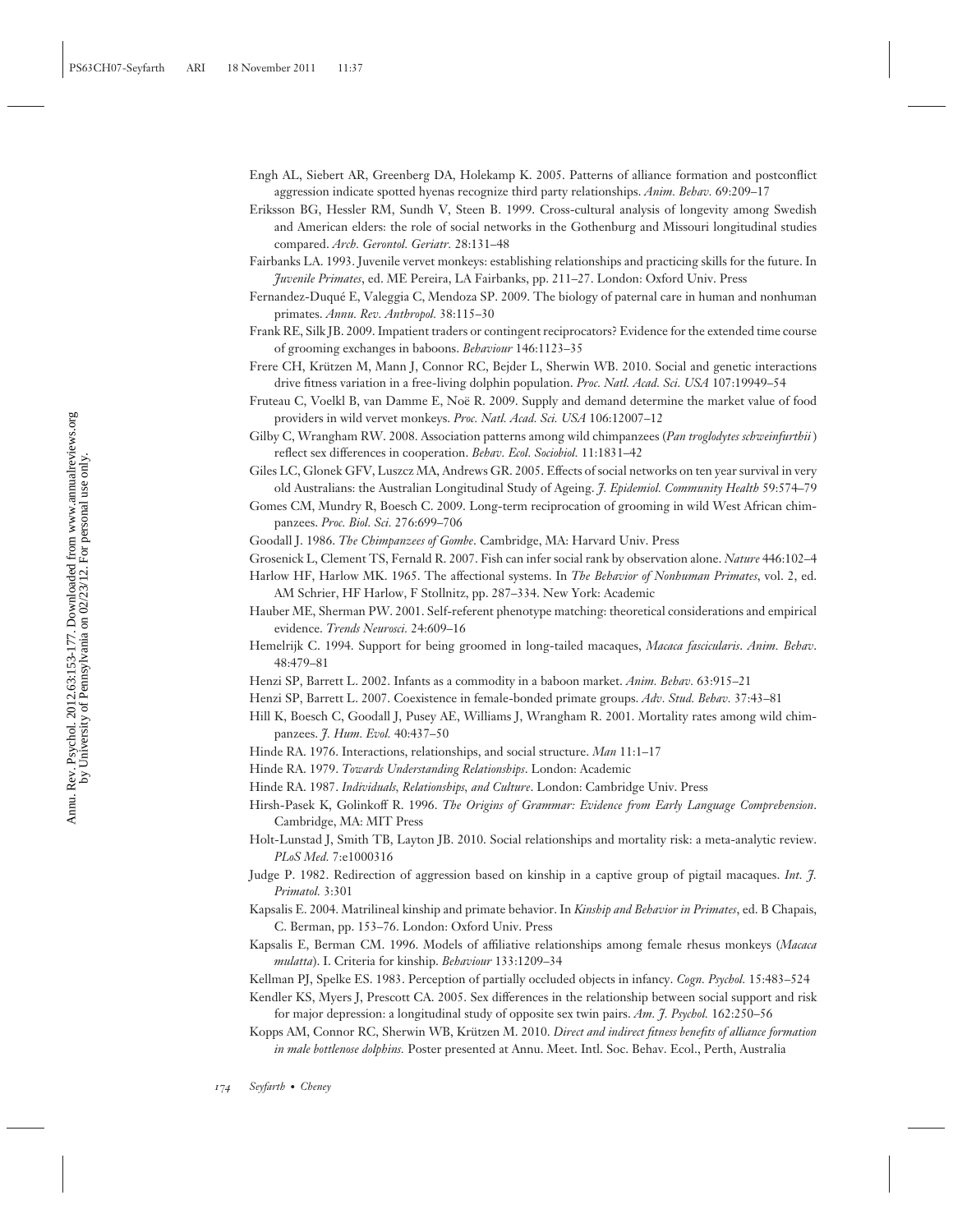Engh AL, Siebert AR, Greenberg DA, Holekamp K. 2005. Patterns of alliance formation and postconflict aggression indicate spotted hyenas recognize third party relationships. *Anim. Behav.* 69:209–17

Eriksson BG, Hessler RM, Sundh V, Steen B. 1999. Cross-cultural analysis of longevity among Swedish and American elders: the role of social networks in the Gothenburg and Missouri longitudinal studies compared. *Arch. Gerontol. Geriatr.* 28:131–48

Fairbanks LA. 1993. Juvenile vervet monkeys: establishing relationships and practicing skills for the future. In *Juvenile Primates*, ed. ME Pereira, LA Fairbanks, pp. 211–27. London: Oxford Univ. Press

Fernandez-Duqué E, Valeggia C, Mendoza SP. 2009. The biology of paternal care in human and nonhuman primates. *Annu. Rev. Anthropol.* 38:115–30

Frank RE, Silk JB. 2009. Impatient traders or contingent reciprocators? Evidence for the extended time course of grooming exchanges in baboons. *Behaviour* 146:1123–35

Frere CH, Krützen M, Mann J, Connor RC, Bejder L, Sherwin WB. 2010. Social and genetic interactions drive fitness variation in a free-living dolphin population. *Proc. Natl. Acad. Sci. USA* 107:19949–54

Fruteau C, Voelkl B, van Damme E, Noë R. 2009. Supply and demand determine the market value of food providers in wild vervet monkeys. *Proc. Natl. Acad. Sci. USA* 106:12007–12

Gilby C, Wrangham RW. 2008. Association patterns among wild chimpanzees (*Pan troglodytes schweinfurthii*) reflect sex differences in cooperation. *Behav. Ecol. Sociobiol.* 11:1831–42

Giles LC, Glonek GFV, Luszcz MA, Andrews GR. 2005. Effects of social networks on ten year survival in very old Australians: the Australian Longitudinal Study of Ageing. *J. Epidemiol. Community Health* 59:574–79

Gomes CM, Mundry R, Boesch C. 2009. Long-term reciprocation of grooming in wild West African chimpanzees. *Proc. Biol. Sci.* 276:699–706

Goodall J. 1986. *The Chimpanzees of Gombe*. Cambridge, MA: Harvard Univ. Press

Grosenick L, Clement TS, Fernald R. 2007. Fish can infer social rank by observation alone. *Nature* 446:102–4

Harlow HF, Harlow MK. 1965. The affectional systems. In *The Behavior of Nonhuman Primates*, vol. 2, ed. AM Schrier, HF Harlow, F Stollnitz, pp. 287–334. New York: Academic

Hauber ME, Sherman PW. 2001. Self-referent phenotype matching: theoretical considerations and empirical evidence. *Trends Neurosci.* 24:609–16

Hemelrijk C. 1994. Support for being groomed in long-tailed macaques, *Macaca fascicularis*. *Anim. Behav.* 48:479–81

Henzi SP, Barrett L. 2002. Infants as a commodity in a baboon market. *Anim. Behav.* 63:915–21

Henzi SP, Barrett L. 2007. Coexistence in female-bonded primate groups. *Adv. Stud. Behav.* 37:43–81

Hill K, Boesch C, Goodall J, Pusey AE, Williams J, Wrangham R. 2001. Mortality rates among wild chimpanzees. *J. Hum. Evol.* 40:437–50

Hinde RA. 1976. Interactions, relationships, and social structure. *Man* 11:1–17

Hinde RA. 1979. *Towards Understanding Relationships*. London: Academic

Hinde RA. 1987. *Individuals, Relationships, and Culture*. London: Cambridge Univ. Press

Hirsh-Pasek K, Golinkoff R. 1996. *The Origins of Grammar: Evidence from Early Language Comprehension*. Cambridge, MA: MIT Press

Holt-Lunstad J, Smith TB, Layton JB. 2010. Social relationships and mortality risk: a meta-analytic review. *PLoS Med.* 7:e1000316

Judge P. 1982. Redirection of aggression based on kinship in a captive group of pigtail macaques. *Int. J. Primatol.* 3:301

Kapsalis E. 2004. Matrilineal kinship and primate behavior. In *Kinship and Behavior in Primates*, ed. B Chapais, C. Berman, pp. 153–76. London: Oxford Univ. Press

Kapsalis E, Berman CM. 1996. Models of affiliative relationships among female rhesus monkeys (*Macaca mulatta*). I. Criteria for kinship. *Behaviour* 133:1209–34

Kellman PJ, Spelke ES. 1983. Perception of partially occluded objects in infancy. *Cogn. Psychol.* 15:483–524

Kendler KS, Myers J, Prescott CA. 2005. Sex differences in the relationship between social support and risk for major depression: a longitudinal study of opposite sex twin pairs. *Am. J. Psychol.* 162:250–56

Kopps AM, Connor RC, Sherwin WB, Krützen M. 2010. *Direct and indirect fitness benefits of alliance formation in male bottlenose dolphins.* Poster presented at Annu. Meet. Intl. Soc. Behav. Ecol., Perth, Australia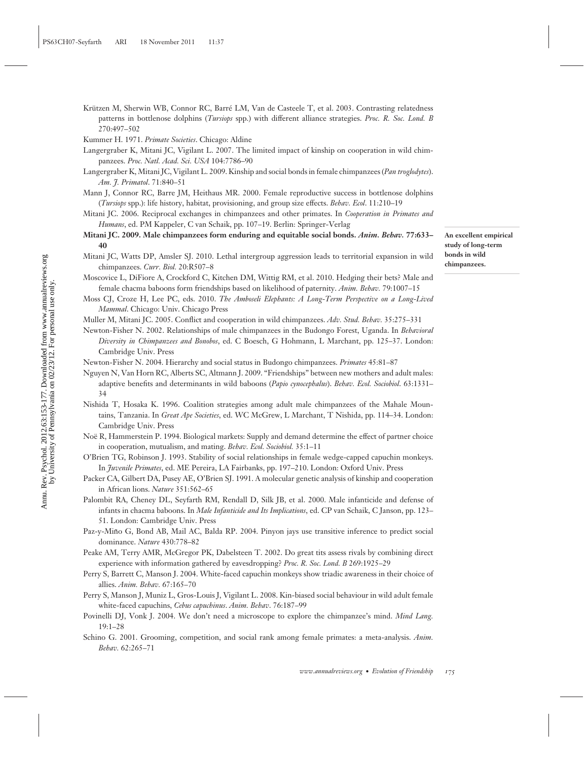Krützen M, Sherwin WB, Connor RC, Barré LM, Van de Casteele T, et al. 2003. Contrasting relatedness patterns in bottlenose dolphins (*Tursiops* spp.) with different alliance strategies. *Proc. R. Soc. Lond. B* 270:497–502

Kummer H. 1971. *Primate Societies*. Chicago: Aldine

Langergraber K, Mitani JC, Vigilant L. 2007. The limited impact of kinship on cooperation in wild chimpanzees. *Proc. Natl. Acad. Sci. USA* 104:7786–90

Langergraber K, Mitani JC, Vigilant L. 2009. Kinship and social bonds in female chimpanzees (*Pan troglodytes*). *Am. J. Primatol*. 71:840–51

Mann J, Connor RC, Barre JM, Heithaus MR. 2000. Female reproductive success in bottlenose dolphins (*Tursiops* spp.): life history, habitat, provisioning, and group size effects. *Behav. Ecol*. 11:210–19

Mitani JC. 2006. Reciprocal exchanges in chimpanzees and other primates. In *Cooperation in Primates and Humans*, ed. PM Kappeler, C van Schaik, pp. 107–19. Berlin: Springer-Verlag

**Mitani JC. 2009. Male chimpanzees form enduring and equitable social bonds. *Anim. Behav.* 77:633–40**

An excellent empirical study of long-term bonds in wild chimpanzees.

Mitani JC, Watts DP, Amsler SJ. 2010. Lethal intergroup aggression leads to territorial expansion in wild chimpanzees. *Curr. Biol.* 20:R507–8

Moscovice L, DiFiore A, Crockford C, Kitchen DM, Wittig RM, et al. 2010. Hedging their bets? Male and female chacma baboons form friendships based on likelihood of paternity. *Anim. Behav.* 79:1007–15

Moss CJ, Croze H, Lee PC, eds. 2010. *The Amboseli Elephants: A Long-Term Perspective on a Long-Lived Mammal*. Chicago: Univ. Chicago Press

Muller M, Mitani JC. 2005. Conflict and cooperation in wild chimpanzees. *Adv. Stud. Behav.* 35:275–331

Newton-Fisher N. 2002. Relationships of male chimpanzees in the Budongo Forest, Uganda. In *Behavioral Diversity in Chimpanzees and Bonobos*, ed. C Boesch, G Hohmann, L Marchant, pp. 125–37. London: Cambridge Univ. Press

Newton-Fisher N. 2004. Hierarchy and social status in Budongo chimpanzees. *Primates* 45:81–87

Nguyen N, Van Horn RC, Alberts SC, Altmann J. 2009. "Friendships" between new mothers and adult males: adaptive benefits and determinants in wild baboons (*Papio cynocephalus*). *Behav. Ecol. Sociobiol*. 63:1331–34

Nishida T, Hosaka K. 1996. Coalition strategies among adult male chimpanzees of the Mahale Mountains, Tanzania. In *Great Ape Societies*, ed. WC McGrew, L Marchant, T Nishida, pp. 114–34. London: Cambridge Univ. Press

Noë R, Hammerstein P. 1994. Biological markets: Supply and demand determine the effect of partner choice in cooperation, mutualism, and mating. *Behav. Ecol. Sociobiol.* 35:1–11

O'Brien TG, Robinson J. 1993. Stability of social relationships in female wedge-capped capuchin monkeys. In *Juvenile Primates*, ed. ME Pereira, LA Fairbanks, pp. 197–210. London: Oxford Univ. Press

Packer CA, Gilbert DA, Pusey AE, O'Brien SJ. 1991. A molecular genetic analysis of kinship and cooperation in African lions. *Nature* 351:562–65

Palombit RA, Cheney DL, Seyfarth RM, Rendall D, Silk JB, et al. 2000. Male infanticide and defense of infants in chacma baboons. In *Male Infanticide and Its Implications*, ed. CP van Schaik, C Janson, pp. 123–51. London: Cambridge Univ. Press

Paz-y-Miño G, Bond AB, Mail AC, Balda RP. 2004. Pinyon jays use transitive inference to predict social dominance. *Nature* 430:778–82

Peake AM, Terry AMR, McGregor PK, Dabelsteen T. 2002. Do great tits assess rivals by combining direct experience with information gathered by eavesdropping? *Proc. R. Soc. Lond. B* 269:1925–29

Perry S, Barrett C, Manson J. 2004. White-faced capuchin monkeys show triadic awareness in their choice of allies. *Anim. Behav.* 67:165–70

Perry S, Manson J, Muniz L, Gros-Louis J, Vigilant L. 2008. Kin-biased social behaviour in wild adult female white-faced capuchins, *Cebus capuchinus*. *Anim. Behav*. 76:187–99

Povinelli DJ, Vonk J. 2004. We don't need a microscope to explore the chimpanzee's mind. *Mind Lang.* 19:1–28

Schino G. 2001. Grooming, competition, and social rank among female primates: a meta-analysis. *Anim. Behav.* 62:265–71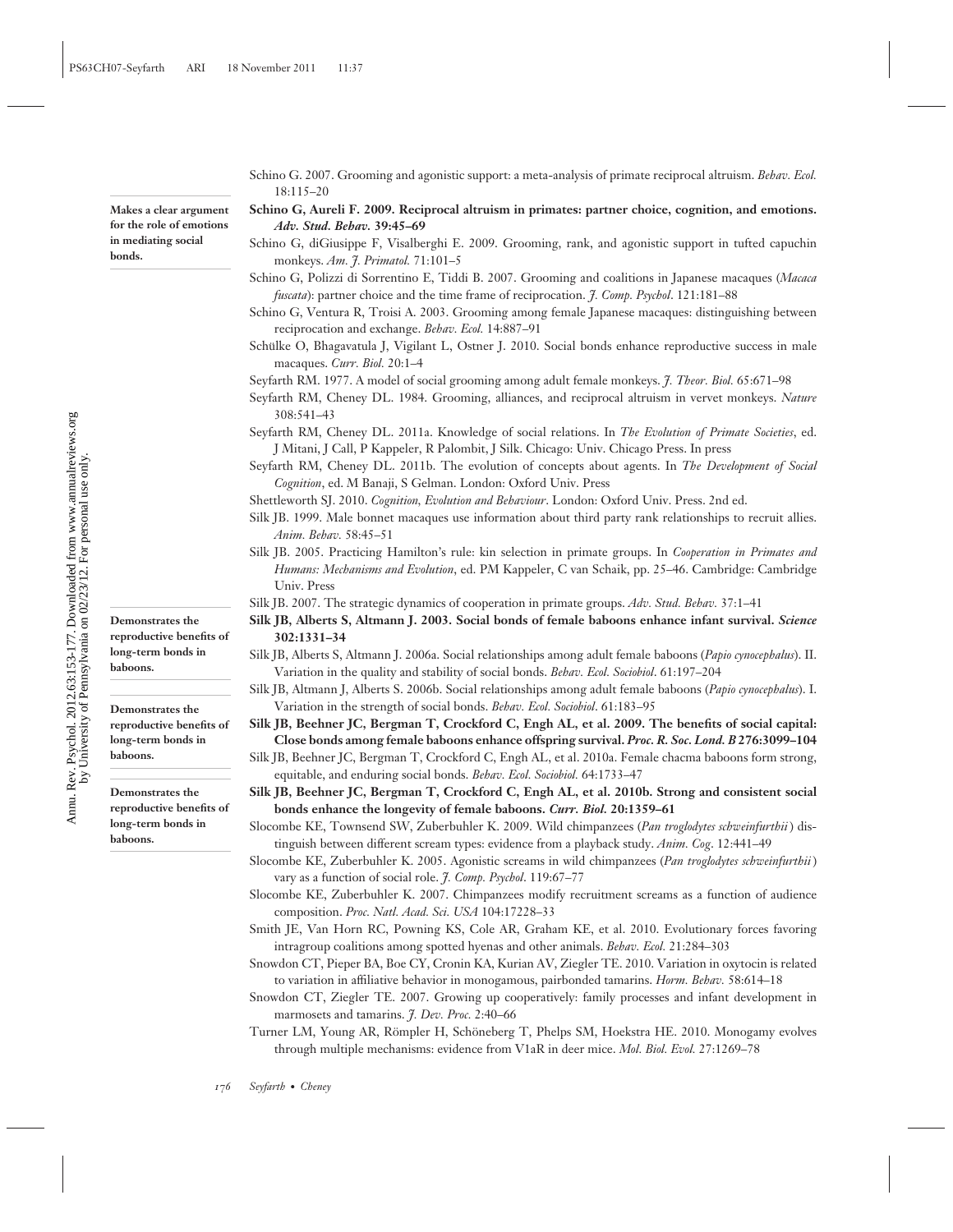Schino G. 2007. Grooming and agonistic support: a meta-analysis of primate reciprocal altruism. *Behav. Ecol.* 18:115–20

**Schino G, Aureli F. 2009. Reciprocal altruism in primates: partner choice, cognition, and emotions. *Adv. Stud. Behav.* 39:45–69**

Makes a clear argument for the role of emotions in mediating social bonds.

Schino G, diGiusippe F, Visalberghi E. 2009. Grooming, rank, and agonistic support in tufted capuchin monkeys. *Am. J. Primatol.* 71:101–5

Schino G, Polizzi di Sorrentino E, Tiddi B. 2007. Grooming and coalitions in Japanese macaques (*Macaca fuscata*): partner choice and the time frame of reciprocation. *J. Comp. Psychol*. 121:181–88

Schino G, Ventura R, Troisi A. 2003. Grooming among female Japanese macaques: distinguishing between reciprocation and exchange. *Behav. Ecol.* 14:887–91

Schülke O, Bhagavatula J, Vigilant L, Ostner J. 2010. Social bonds enhance reproductive success in male macaques. *Curr. Biol.* 20:1–4

Seyfarth RM. 1977. A model of social grooming among adult female monkeys. *J. Theor. Biol.* 65:671–98

Seyfarth RM, Cheney DL. 1984. Grooming, alliances, and reciprocal altruism in vervet monkeys. *Nature* 308:541–43

Seyfarth RM, Cheney DL. 2011a. Knowledge of social relations. In *The Evolution of Primate Societies*, ed. J Mitani, J Call, P Kappeler, R Palombit, J Silk. Chicago: Univ. Chicago Press. In press

Seyfarth RM, Cheney DL. 2011b. The evolution of concepts about agents. In *The Development of Social Cognition*, ed. M Banaji, S Gelman. London: Oxford Univ. Press

Shettleworth SJ. 2010. *Cognition, Evolution and Behaviour*. London: Oxford Univ. Press. 2nd ed.

Silk JB. 1999. Male bonnet macaques use information about third party rank relationships to recruit allies. *Anim. Behav.* 58:45–51

Silk JB. 2005. Practicing Hamilton's rule: kin selection in primate groups. In *Cooperation in Primates and Humans: Mechanisms and Evolution*, ed. PM Kappeler, C van Schaik, pp. 25–46. Cambridge: Cambridge Univ. Press

Silk JB. 2007. The strategic dynamics of cooperation in primate groups. *Adv. Stud. Behav.* 37:1–41

**Silk JB, Alberts S, Altmann J. 2003. Social bonds of female baboons enhance infant survival. *Science* 302:1331–34**

Demonstrates the reproductive benefits of long-term bonds in baboons.

Silk JB, Alberts S, Altmann J. 2006a. Social relationships among adult female baboons (*Papio cynocephalus*). II. Variation in the quality and stability of social bonds. *Behav. Ecol. Sociobiol*. 61:197–204

Silk JB, Altmann J, Alberts S. 2006b. Social relationships among adult female baboons (*Papio cynocephalus*). I. Variation in the strength of social bonds. *Behav. Ecol. Sociobiol*. 61:183–95

**Silk JB, Beehner JC, Bergman T, Crockford C, Engh AL, et al. 2009. The benefits of social capital: Close bonds among female baboons enhance offspring survival. *Proc. R. Soc. Lond. B* 276:3099–104**

Demonstrates the reproductive benefits of long-term bonds in baboons.

Silk JB, Beehner JC, Bergman T, Crockford C, Engh AL, et al. 2010a. Female chacma baboons form strong, equitable, and enduring social bonds. *Behav. Ecol. Sociobiol.* 64:1733–47

**Silk JB, Beehner JC, Bergman T, Crockford C, Engh AL, et al. 2010b. Strong and consistent social bonds enhance the longevity of female baboons. *Curr. Biol.* 20:1359–61**

Demonstrates the reproductive benefits of long-term bonds in baboons.

Slocombe KE, Townsend SW, Zuberbuhler K. 2009. Wild chimpanzees (*Pan troglodytes schweinfurthii*) distinguish between different scream types: evidence from a playback study. *Anim. Cog*. 12:441–49

Slocombe KE, Zuberbuhler K. 2005. Agonistic screams in wild chimpanzees (*Pan troglodytes schweinfurthii*) vary as a function of social role. *J. Comp. Psychol*. 119:67–77

Slocombe KE, Zuberbuhler K. 2007. Chimpanzees modify recruitment screams as a function of audience composition. *Proc. Natl. Acad. Sci. USA* 104:17228–33

Smith JE, Van Horn RC, Powning KS, Cole AR, Graham KE, et al. 2010. Evolutionary forces favoring intragroup coalitions among spotted hyenas and other animals. *Behav. Ecol.* 21:284–303

Snowdon CT, Pieper BA, Boe CY, Cronin KA, Kurian AV, Ziegler TE. 2010. Variation in oxytocin is related to variation in affiliative behavior in monogamous, pairbonded tamarins. *Horm. Behav.* 58:614–18

Snowdon CT, Ziegler TE. 2007. Growing up cooperatively: family processes and infant development in marmosets and tamarins. *J. Dev. Proc.* 2:40–66

Turner LM, Young AR, Römpler H, Schöneberg T, Phelps SM, Hoekstra HE. 2010. Monogamy evolves through multiple mechanisms: evidence from V1aR in deer mice. *Mol. Biol. Evol.* 27:1269–78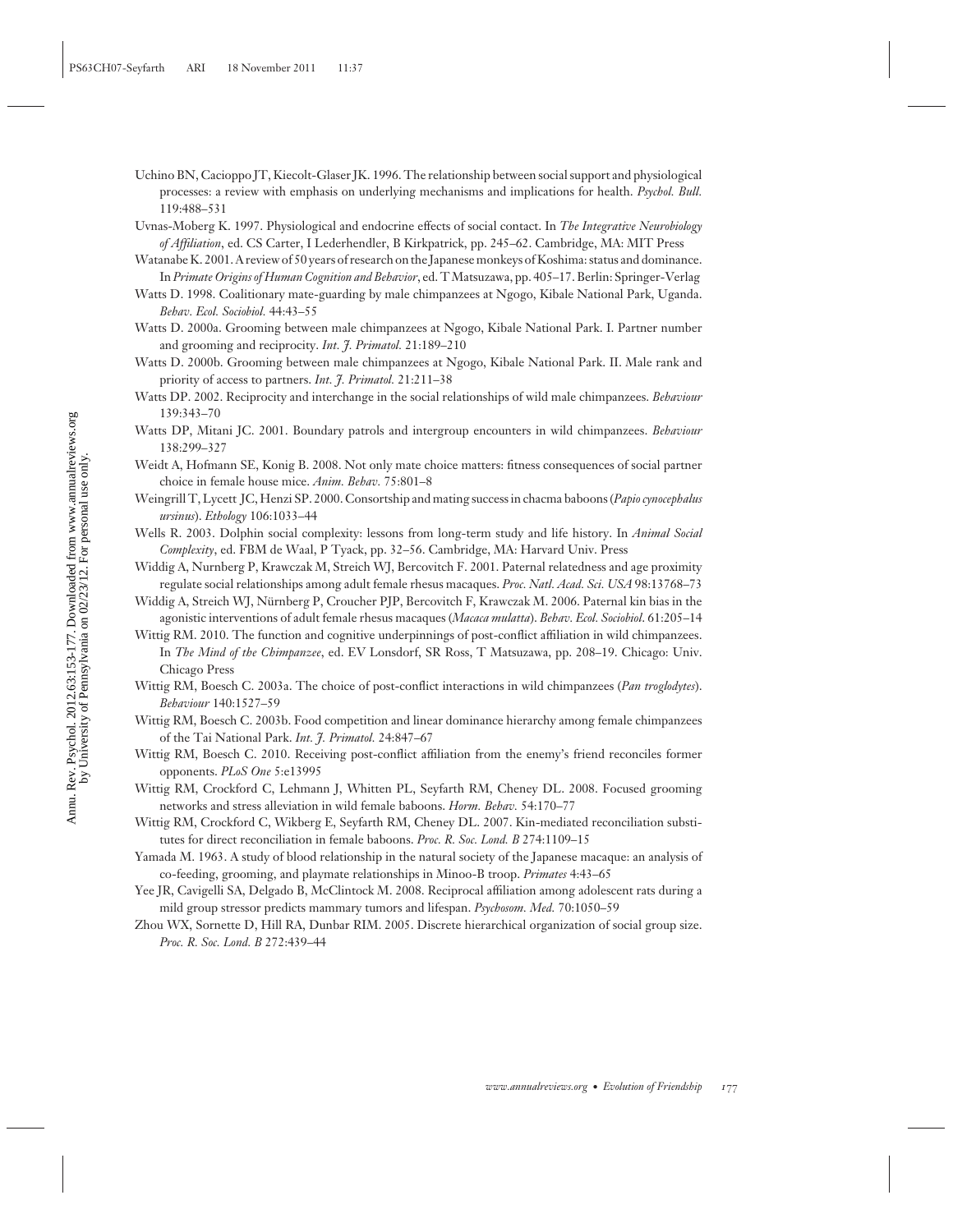Uchino BN, Cacioppo JT, Kiecolt-Glaser JK. 1996. The relationship between social support and physiological processes: a review with emphasis on underlying mechanisms and implications for health. *Psychol. Bull.* 119:488–531

Uvnas-Moberg K. 1997. Physiological and endocrine effects of social contact. In *The Integrative Neurobiology of Affiliation*, ed. CS Carter, I Lederhendler, B Kirkpatrick, pp. 245–62. Cambridge, MA: MIT Press

Watanabe K. 2001. A review of 50 years of research on the Japanese monkeys of Koshima: status and dominance. In *Primate Origins of Human Cognition and Behavior*, ed. T Matsuzawa, pp. 405–17. Berlin: Springer-Verlag

Watts D. 1998. Coalitionary mate-guarding by male chimpanzees at Ngogo, Kibale National Park, Uganda. *Behav. Ecol. Sociobiol.* 44:43–55

Watts D. 2000a. Grooming between male chimpanzees at Ngogo, Kibale National Park. I. Partner number and grooming and reciprocity. *Int. J. Primatol.* 21:189–210

Watts D. 2000b. Grooming between male chimpanzees at Ngogo, Kibale National Park. II. Male rank and priority of access to partners. *Int. J. Primatol.* 21:211–38

Watts DP. 2002. Reciprocity and interchange in the social relationships of wild male chimpanzees. *Behaviour* 139:343–70

Watts DP, Mitani JC. 2001. Boundary patrols and intergroup encounters in wild chimpanzees. *Behaviour* 138:299–327

Weidt A, Hofmann SE, Konig B. 2008. Not only mate choice matters: fitness consequences of social partner choice in female house mice. *Anim. Behav.* 75:801–8

Weingrill T, Lycett JC, Henzi SP. 2000. Consortship and mating success in chacma baboons (*Papio cynocephalus ursinus*). *Ethology* 106:1033–44

Wells R. 2003. Dolphin social complexity: lessons from long-term study and life history. In *Animal Social Complexity*, ed. FBM de Waal, P Tyack, pp. 32–56. Cambridge, MA: Harvard Univ. Press

Widdig A, Nurnberg P, Krawczak M, Streich WJ, Bercovitch F. 2001. Paternal relatedness and age proximity regulate social relationships among adult female rhesus macaques. *Proc. Natl. Acad. Sci. USA* 98:13768–73

Widdig A, Streich WJ, Nürnberg P, Croucher PJP, Bercovitch F, Krawczak M. 2006. Paternal kin bias in the agonistic interventions of adult female rhesus macaques (*Macaca mulatta*). *Behav. Ecol. Sociobiol.* 61:205–14

Wittig RM. 2010. The function and cognitive underpinnings of post-conflict affiliation in wild chimpanzees. In *The Mind of the Chimpanzee*, ed. EV Lonsdorf, SR Ross, T Matsuzawa, pp. 208–19. Chicago: Univ. Chicago Press

Wittig RM, Boesch C. 2003a. The choice of post-conflict interactions in wild chimpanzees (*Pan troglodytes*). *Behaviour* 140:1527–59

Wittig RM, Boesch C. 2003b. Food competition and linear dominance hierarchy among female chimpanzees of the Tai National Park. *Int. J. Primatol.* 24:847–67

Wittig RM, Boesch C. 2010. Receiving post-conflict affiliation from the enemy's friend reconciles former opponents. *PLoS One* 5:e13995

Wittig RM, Crockford C, Lehmann J, Whitten PL, Seyfarth RM, Cheney DL. 2008. Focused grooming networks and stress alleviation in wild female baboons. *Horm. Behav.* 54:170–77

Wittig RM, Crockford C, Wikberg E, Seyfarth RM, Cheney DL. 2007. Kin-mediated reconciliation substitutes for direct reconciliation in female baboons. *Proc. R. Soc. Lond. B* 274:1109–15

Yamada M. 1963. A study of blood relationship in the natural society of the Japanese macaque: an analysis of co-feeding, grooming, and playmate relationships in Minoo-B troop. *Primates* 4:43–65

Yee JR, Cavigelli SA, Delgado B, McClintock M. 2008. Reciprocal affiliation among adolescent rats during a mild group stressor predicts mammary tumors and lifespan. *Psychosom. Med.* 70:1050–59

Zhou WX, Sornette D, Hill RA, Dunbar RIM. 2005. Discrete hierarchical organization of social group size. *Proc. R. Soc. Lond. B* 272:439–44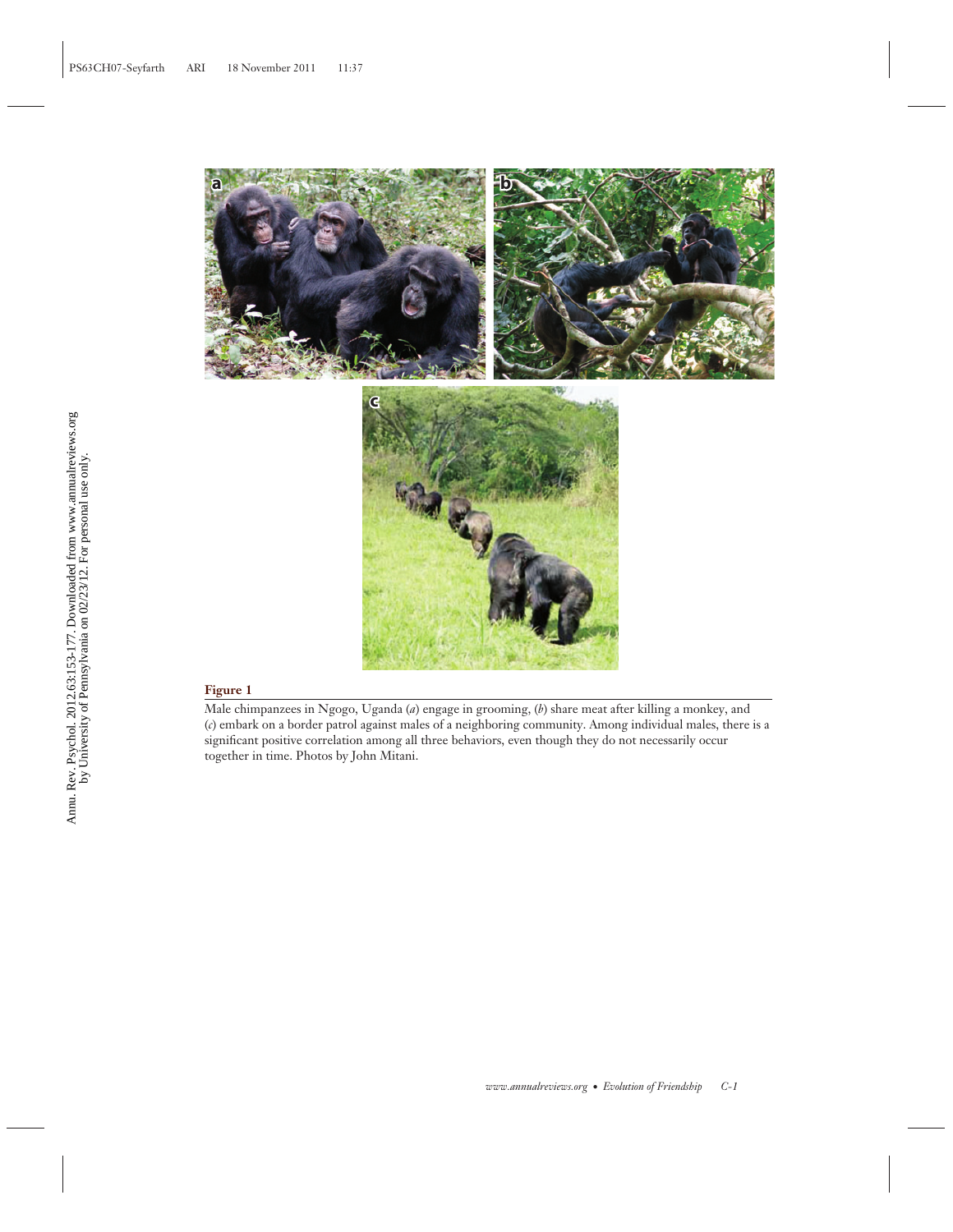**Figure 1**

Male chimpanzees in Ngogo, Uganda (*a*) engage in grooming, (*b*) share meat after killing a monkey, and (*c*) embark on a border patrol against males of a neighboring community. Among individual males, there is a significant positive correlation among all three behaviors, even though they do not necessarily occur together in time. Photos by John Mitani.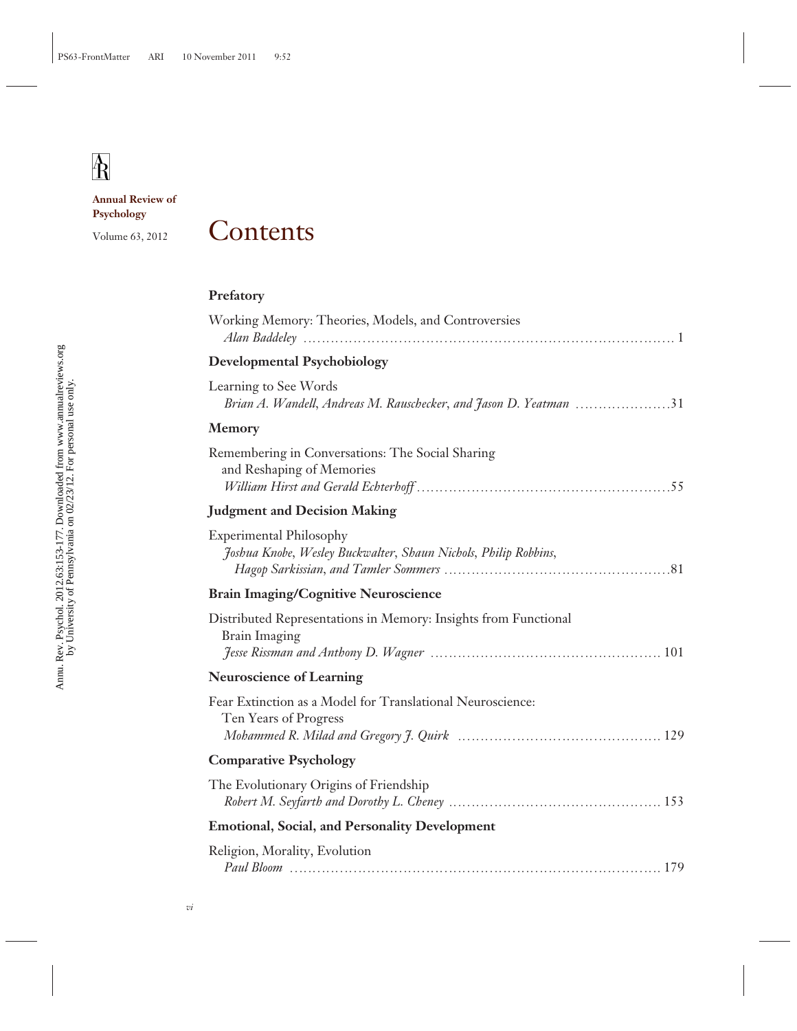**Annual Review of Psychology**

Volume 63, 2012

# Contents

## Prefatory

Working Memory: Theories, Models, and Controversies
*Alan Baddeley* ........................................................................ 1

## Developmental Psychobiology

Learning to See Words
*Brian A. Wandell, Andreas M. Rauschecker, and Jason D. Yeatman* ....................31

## Memory

Remembering in Conversations: The Social Sharing and Reshaping of Memories
*William Hirst and Gerald Echterhoff* ....................................................55

## Judgment and Decision Making

Experimental Philosophy
*Joshua Knobe, Wesley Buckwalter, Shaun Nichols, Philip Robbins, Hagop Sarkissian, and Tamler Sommers* ................................................81

## Brain Imaging/Cognitive Neuroscience

Distributed Representations in Memory: Insights from Functional Brain Imaging
*Jesse Rissman and Anthony D. Wagner* ................................................ 101

## Neuroscience of Learning

Fear Extinction as a Model for Translational Neuroscience: Ten Years of Progress
*Mohammed R. Milad and Gregory J. Quirk* .......................................... 129

## Comparative Psychology

The Evolutionary Origins of Friendship
*Robert M. Seyfarth and Dorothy L. Cheney* ........................................... 153

## Emotional, Social, and Personality Development

Religion, Morality, Evolution
*Paul Bloom* ........................................................................ 179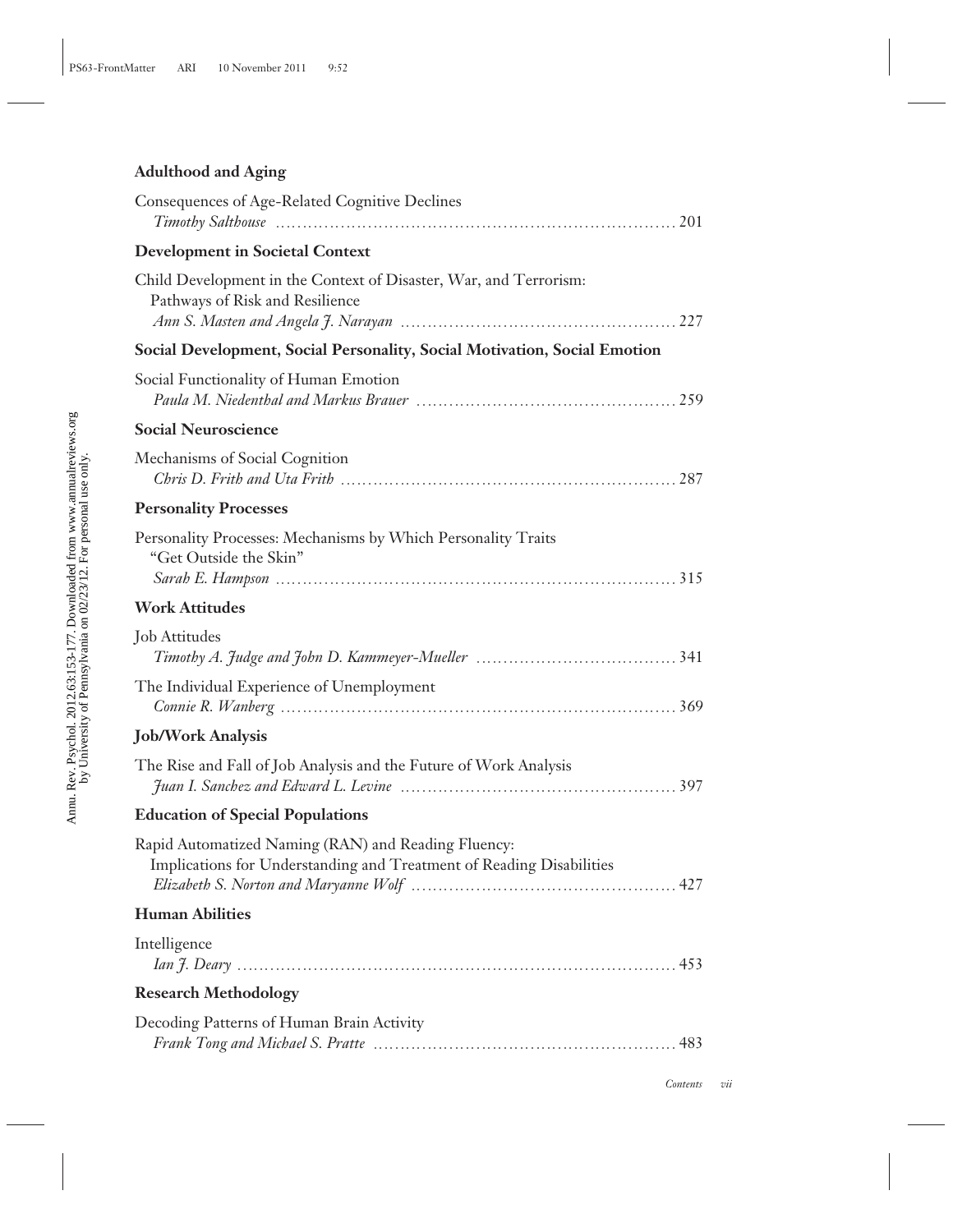**Adulthood and Aging**

Consequences of Age-Related Cognitive Declines
*Timothy Salthouse* .......... 201

**Development in Societal Context**

Child Development in the Context of Disaster, War, and Terrorism: Pathways of Risk and Resilience
*Ann S. Masten and Angela J. Narayan* .......... 227

**Social Development, Social Personality, Social Motivation, Social Emotion**

Social Functionality of Human Emotion
*Paula M. Niedenthal and Markus Brauer* .......... 259

**Social Neuroscience**

Mechanisms of Social Cognition
*Chris D. Frith and Uta Frith* .......... 287

**Personality Processes**

Personality Processes: Mechanisms by Which Personality Traits "Get Outside the Skin"
*Sarah E. Hampson* .......... 315

**Work Attitudes**

Job Attitudes
*Timothy A. Judge and John D. Kammeyer-Mueller* .......... 341

The Individual Experience of Unemployment
*Connie R. Wanberg* .......... 369

**Job/Work Analysis**

The Rise and Fall of Job Analysis and the Future of Work Analysis
*Juan I. Sanchez and Edward L. Levine* .......... 397

**Education of Special Populations**

Rapid Automatized Naming (RAN) and Reading Fluency: Implications for Understanding and Treatment of Reading Disabilities
*Elizabeth S. Norton and Maryanne Wolf* .......... 427

**Human Abilities**

Intelligence
*Ian J. Deary* .......... 453

**Research Methodology**

Decoding Patterns of Human Brain Activity
*Frank Tong and Michael S. Pratte* .......... 483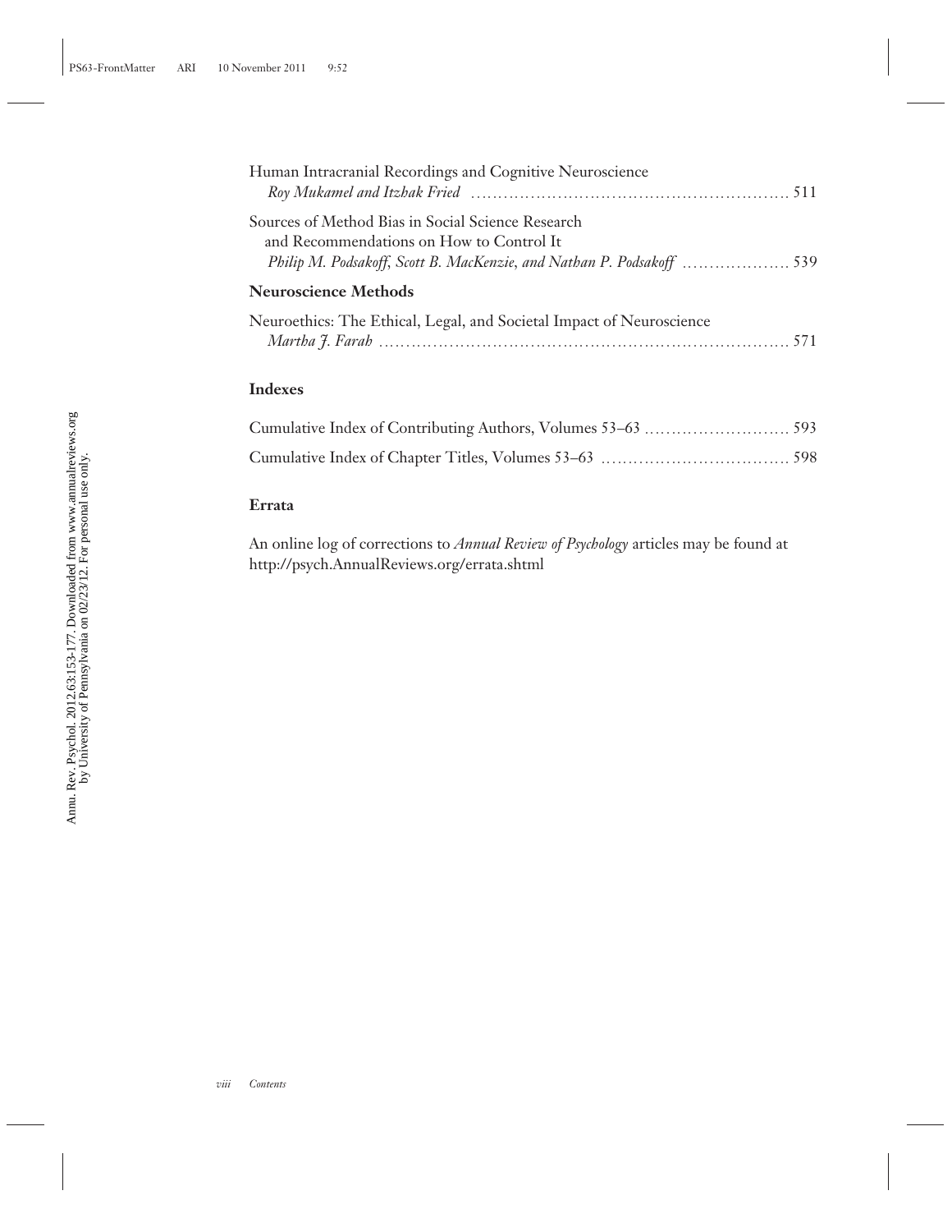Human Intracranial Recordings and Cognitive Neuroscience
*Roy Mukamel and Itzhak Fried* ........................................................ 511

Sources of Method Bias in Social Science Research and Recommendations on How to Control It
*Philip M. Podsakoff, Scott B. MacKenzie, and Nathan P. Podsakoff* .................... 539

**Neuroscience Methods**

Neuroethics: The Ethical, Legal, and Societal Impact of Neuroscience
*Martha J. Farah* ...................................................................... 571

## Indexes

Cumulative Index of Contributing Authors, Volumes 53–63 .......................... 593

Cumulative Index of Chapter Titles, Volumes 53–63 .................................. 598

## Errata

An online log of corrections to *Annual Review of Psychology* articles may be found at http://psych.AnnualReviews.org/errata.shtml